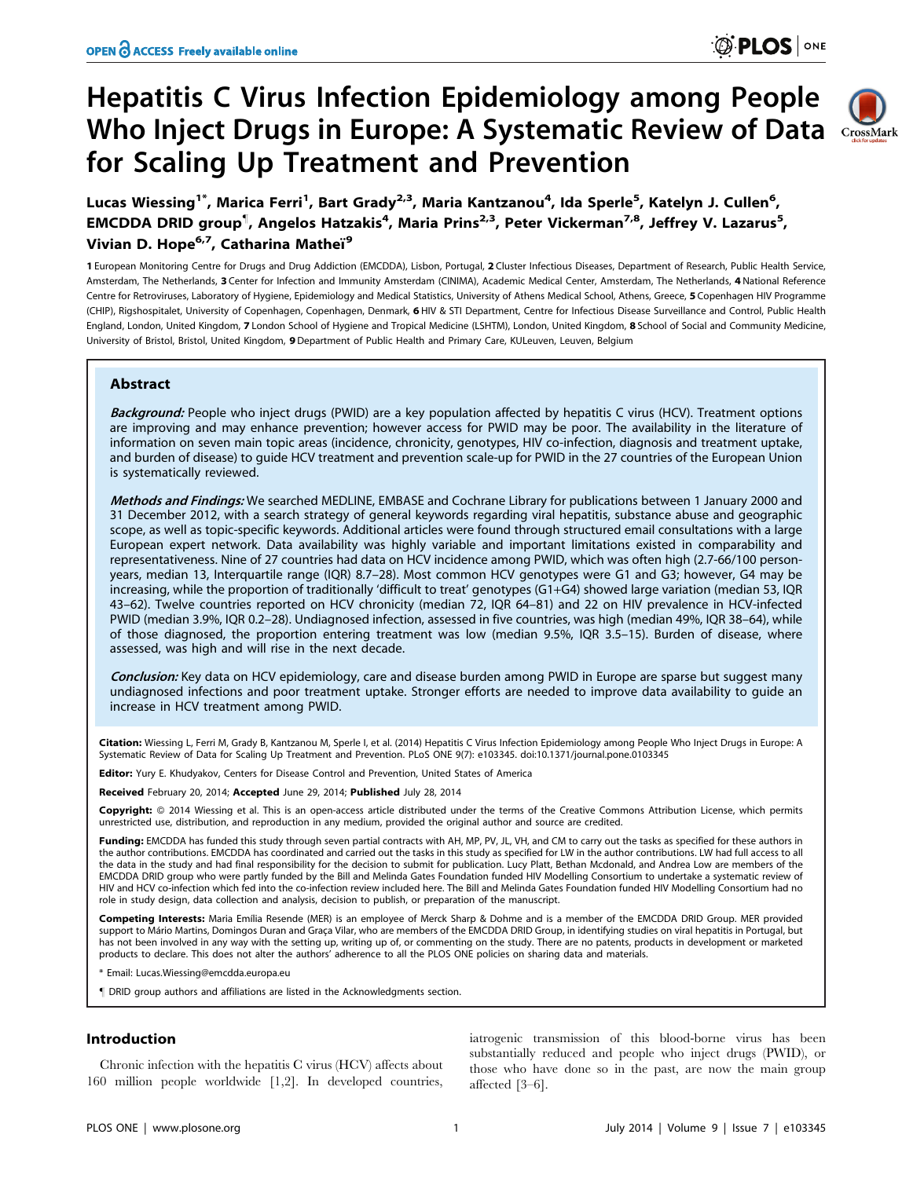# Hepatitis C Virus Infection Epidemiology among People Who Inject Drugs in Europe: A Systematic Review of Data for Scaling Up Treatment and Prevention

**Lucas Wiessing[1]*, Marica Ferri[1], Bart Grady[2,3], Maria Kantzanou[4], Ida Sperle[5], Katelyn J. Cullen[6], EMCDDA DRID group¶, Angelos Hatzakis[4], Maria Prins[2,3], Peter Vickerman[7,8], Jeffrey V. Lazarus[5], Vivian D. Hope[6,7], Catharina Matheï[9]**

1 European Monitoring Centre for Drugs and Drug Addiction (EMCDDA), Lisbon, Portugal, 2 Cluster Infectious Diseases, Department of Research, Public Health Service, Amsterdam, The Netherlands, 3 Center for Infection and Immunity Amsterdam (CINIMA), Academic Medical Center, Amsterdam, The Netherlands, 4 National Reference Centre for Retroviruses, Laboratory of Hygiene, Epidemiology and Medical Statistics, University of Athens Medical School, Athens, Greece, 5 Copenhagen HIV Programme (CHIP), Rigshospitalet, University of Copenhagen, Copenhagen, Denmark, 6 HIV & STI Department, Centre for Infectious Disease Surveillance and Control, Public Health England, London, United Kingdom, 7 London School of Hygiene and Tropical Medicine (LSHTM), London, United Kingdom, 8 School of Social and Community Medicine, University of Bristol, Bristol, United Kingdom, 9 Department of Public Health and Primary Care, KULeuven, Leuven, Belgium

## Abstract

***Background:*** People who inject drugs (PWID) are a key population affected by hepatitis C virus (HCV). Treatment options are improving and may enhance prevention; however access for PWID may be poor. The availability in the literature of information on seven main topic areas (incidence, chronicity, genotypes, HIV co-infection, diagnosis and treatment uptake, and burden of disease) to guide HCV treatment and prevention scale-up for PWID in the 27 countries of the European Union is systematically reviewed.

***Methods and Findings:*** We searched MEDLINE, EMBASE and Cochrane Library for publications between 1 January 2000 and 31 December 2012, with a search strategy of general keywords regarding viral hepatitis, substance abuse and geographic scope, as well as topic-specific keywords. Additional articles were found through structured email consultations with a large European expert network. Data availability was highly variable and important limitations existed in comparability and representativeness. Nine of 27 countries had data on HCV incidence among PWID, which was often high (2.7-66/100 person-years, median 13, Interquartile range (IQR) 8.7–28). Most common HCV genotypes were G1 and G3; however, G4 may be increasing, while the proportion of traditionally 'difficult to treat' genotypes (G1+G4) showed large variation (median 53, IQR 43–62). Twelve countries reported on HCV chronicity (median 72, IQR 64–81) and 22 on HIV prevalence in HCV-infected PWID (median 3.9%, IQR 0.2–28). Undiagnosed infection, assessed in five countries, was high (median 49%, IQR 38–64), while of those diagnosed, the proportion entering treatment was low (median 9.5%, IQR 3.5–15). Burden of disease, where assessed, was high and will rise in the next decade.

***Conclusion:*** Key data on HCV epidemiology, care and disease burden among PWID in Europe are sparse but suggest many undiagnosed infections and poor treatment uptake. Stronger efforts are needed to improve data availability to guide an increase in HCV treatment among PWID.

**Citation:** Wiessing L, Ferri M, Grady B, Kantzanou M, Sperle I, et al. (2014) Hepatitis C Virus Infection Epidemiology among People Who Inject Drugs in Europe: A Systematic Review of Data for Scaling Up Treatment and Prevention. PLoS ONE 9(7): e103345. doi:10.1371/journal.pone.0103345

**Editor:** Yury E. Khudyakov, Centers for Disease Control and Prevention, United States of America

**Received** February 20, 2014; **Accepted** June 29, 2014; **Published** July 28, 2014

**Copyright:** © 2014 Wiessing et al. This is an open-access article distributed under the terms of the Creative Commons Attribution License, which permits unrestricted use, distribution, and reproduction in any medium, provided the original author and source are credited.

**Funding:** EMCDDA has funded this study through seven partial contracts with AH, MP, PV, JL, VH, and CM to carry out the tasks as specified for these authors in the author contributions. EMCDDA has coordinated and carried out the tasks in this study as specified for LW in the author contributions. LW had full access to all the data in the study and had final responsibility for the decision to submit for publication. Lucy Platt, Bethan Mcdonald, and Andrea Low are members of the EMCDDA DRID group who were partly funded by the Bill and Melinda Gates Foundation funded HIV Modelling Consortium to undertake a systematic review of HIV and HCV co-infection which fed into the co-infection review included here. The Bill and Melinda Gates Foundation funded HIV Modelling Consortium had no role in study design, data collection and analysis, decision to publish, or preparation of the manuscript.

**Competing Interests:** Maria Emília Resende (MER) is an employee of Merck Sharp & Dohme and is a member of the EMCDDA DRID Group. MER provided support to Mário Martins, Domingos Duran and Graça Vilar, who are members of the EMCDDA DRID Group, in identifying studies on viral hepatitis in Portugal, but has not been involved in any way with the setting up, writing up of, or commenting on the study. There are no patents, products in development or marketed products to declare. This does not alter the authors' adherence to all the PLOS ONE policies on sharing data and materials.

\* Email: Lucas.Wiessing@emcdda.europa.eu

¶ DRID group authors and affiliations are listed in the Acknowledgments section.

## Introduction

Chronic infection with the hepatitis C virus (HCV) affects about 160 million people worldwide [1,2]. In developed countries, iatrogenic transmission of this blood-borne virus has been substantially reduced and people who inject drugs (PWID), or those who have done so in the past, are now the main group affected [3–6].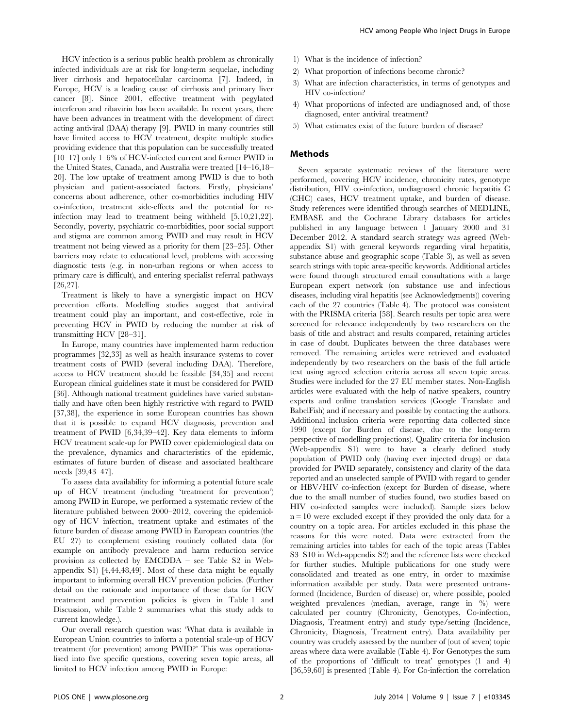HCV infection is a serious public health problem as chronically infected individuals are at risk for long-term sequelae, including liver cirrhosis and hepatocellular carcinoma [7]. Indeed, in Europe, HCV is a leading cause of cirrhosis and primary liver cancer [8]. Since 2001, effective treatment with pegylated interferon and ribavirin has been available. In recent years, there have been advances in treatment with the development of direct acting antiviral (DAA) therapy [9]. PWID in many countries still have limited access to HCV treatment, despite multiple studies providing evidence that this population can be successfully treated [10–17] only 1–6% of HCV-infected current and former PWID in the United States, Canada, and Australia were treated [14–16,18–20]. The low uptake of treatment among PWID is due to both physician and patient-associated factors. Firstly, physicians' concerns about adherence, other co-morbidities including HIV co-infection, treatment side-effects and the potential for re-infection may lead to treatment being withheld [5,10,21,22]. Secondly, poverty, psychiatric co-morbidities, poor social support and stigma are common among PWID and may result in HCV treatment not being viewed as a priority for them [23–25]. Other barriers may relate to educational level, problems with accessing diagnostic tests (e.g. in non-urban regions or when access to primary care is difficult), and entering specialist referral pathways [26,27].

Treatment is likely to have a synergistic impact on HCV prevention efforts. Modelling studies suggest that antiviral treatment could play an important, and cost-effective, role in preventing HCV in PWID by reducing the number at risk of transmitting HCV [28–31].

In Europe, many countries have implemented harm reduction programmes [32,33] as well as health insurance systems to cover treatment costs of PWID (several including DAA). Therefore, access to HCV treatment should be feasible [34,35] and recent European clinical guidelines state it must be considered for PWID [36]. Although national treatment guidelines have varied substantially and have often been highly restrictive with regard to PWID [37,38], the experience in some European countries has shown that it is possible to expand HCV diagnosis, prevention and treatment of PWID [6,34,39–42]. Key data elements to inform HCV treatment scale-up for PWID cover epidemiological data on the prevalence, dynamics and characteristics of the epidemic, estimates of future burden of disease and associated healthcare needs [39,43–47].

To assess data availability for informing a potential future scale up of HCV treatment (including 'treatment for prevention') among PWID in Europe, we performed a systematic review of the literature published between 2000–2012, covering the epidemiology of HCV infection, treatment uptake and estimates of the future burden of disease among PWID in European countries (the EU 27) to complement existing routinely collated data (for example on antibody prevalence and harm reduction service provision as collected by EMCDDA – see Table S2 in Web-appendix S1) [4,44,48,49]. Most of these data might be equally important to informing overall HCV prevention policies. (Further detail on the rationale and importance of these data for HCV treatment and prevention policies is given in Table 1 and Discussion, while Table 2 summarises what this study adds to current knowledge.).

Our overall research question was: 'What data is available in European Union countries to inform a potential scale-up of HCV treatment (for prevention) among PWID?' This was operationalised into five specific questions, covering seven topic areas, all limited to HCV infection among PWID in Europe:

1) What is the incidence of infection?
2) What proportion of infections become chronic?
3) What are infection characteristics, in terms of genotypes and HIV co-infection?
4) What proportions of infected are undiagnosed and, of those diagnosed, enter antiviral treatment?
5) What estimates exist of the future burden of disease?

## Methods

Seven separate systematic reviews of the literature were performed, covering HCV incidence, chronicity rates, genotype distribution, HIV co-infection, undiagnosed chronic hepatitis C (CHC) cases, HCV treatment uptake, and burden of disease. Study references were identified through searches of MEDLINE, EMBASE and the Cochrane Library databases for articles published in any language between 1 January 2000 and 31 December 2012. A standard search strategy was agreed (Web-appendix S1) with general keywords regarding viral hepatitis, substance abuse and geographic scope (Table 3), as well as seven search strings with topic area-specific keywords. Additional articles were found through structured email consultations with a large European expert network (on substance use and infectious diseases, including viral hepatitis (see Acknowledgments)) covering each of the 27 countries (Table 4). The protocol was consistent with the PRISMA criteria [58]. Search results per topic area were screened for relevance independently by two researchers on the basis of title and abstract and results compared, retaining articles in case of doubt. Duplicates between the three databases were removed. The remaining articles were retrieved and evaluated independently by two researchers on the basis of the full article text using agreed selection criteria across all seven topic areas. Studies were included for the 27 EU member states. Non-English articles were evaluated with the help of native speakers, country experts and online translation services (Google Translate and BabelFish) and if necessary and possible by contacting the authors. Additional inclusion criteria were reporting data collected since 1990 (except for Burden of disease, due to the long-term perspective of modelling projections). Quality criteria for inclusion (Web-appendix S1) were to have a clearly defined study population of PWID only (having ever injected drugs) or data provided for PWID separately, consistency and clarity of the data reported and an unselected sample of PWID with regard to gender or HBV/HIV co-infection (except for Burden of disease, where due to the small number of studies found, two studies based on HIV co-infected samples were included). Sample sizes below n = 10 were excluded except if they provided the only data for a country on a topic area. For articles excluded in this phase the reasons for this were noted. Data were extracted from the remaining articles into tables for each of the topic areas (Tables S3–S10 in Web-appendix S2) and the reference lists were checked for further studies. Multiple publications for one study were consolidated and treated as one entry, in order to maximise information available per study. Data were presented untransformed (Incidence, Burden of disease) or, where possible, pooled weighted prevalences (median, average, range in %) were calculated per country (Chronicity, Genotypes, Co-infection, Diagnosis, Treatment entry) and study type/setting (Incidence, Chronicity, Diagnosis, Treatment entry). Data availability per country was crudely assessed by the number of (out of seven) topic areas where data were available (Table 4). For Genotypes the sum of the proportions of 'difficult to treat' genotypes (1 and 4) [36,59,60] is presented (Table 4). For Co-infection the correlation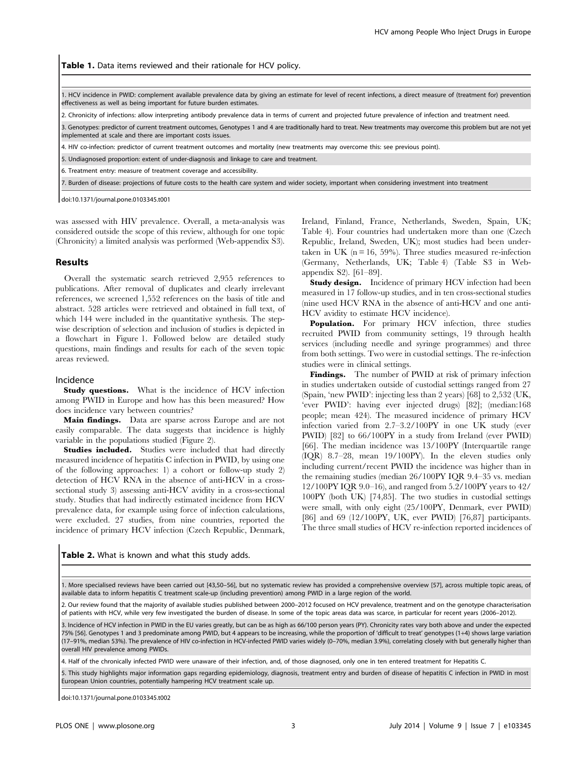**Table 1.** Data items reviewed and their rationale for HCV policy.

| |
|---|
| 1. HCV incidence in PWID: complement available prevalence data by giving an estimate for level of recent infections, a direct measure of (treatment for) prevention effectiveness as well as being important for future burden estimates. |
| 2. Chronicity of infections: allow interpreting antibody prevalence data in terms of current and projected future prevalence of infection and treatment need. |
| 3. Genotypes: predictor of current treatment outcomes, Genotypes 1 and 4 are traditionally hard to treat. New treatments may overcome this problem but are not yet implemented at scale and there are important costs issues. |
| 4. HIV co-infection: predictor of current treatment outcomes and mortality (new treatments may overcome this: see previous point). |
| 5. Undiagnosed proportion: extent of under-diagnosis and linkage to care and treatment. |
| 6. Treatment entry: measure of treatment coverage and accessibility. |
| 7. Burden of disease: projections of future costs to the health care system and wider society, important when considering investment into treatment |

doi:10.1371/journal.pone.0103345.t001

was assessed with HIV prevalence. Overall, a meta-analysis was considered outside the scope of this review, although for one topic (Chronicity) a limited analysis was performed (Web-appendix S3).

## Results

Overall the systematic search retrieved 2,955 references to publications. After removal of duplicates and clearly irrelevant references, we screened 1,552 references on the basis of title and abstract. 528 articles were retrieved and obtained in full text, of which 144 were included in the quantitative synthesis. The stepwise description of selection and inclusion of studies is depicted in a flowchart in Figure 1. Followed below are detailed study questions, main findings and results for each of the seven topic areas reviewed.

### Incidence

**Study questions.** What is the incidence of HCV infection among PWID in Europe and how has this been measured? How does incidence vary between countries?

**Main findings.** Data are sparse across Europe and are not easily comparable. The data suggests that incidence is highly variable in the populations studied (Figure 2).

**Studies included.** Studies were included that had directly measured incidence of hepatitis C infection in PWID, by using one of the following approaches: 1) a cohort or follow-up study 2) detection of HCV RNA in the absence of anti-HCV in a cross-sectional study 3) assessing anti-HCV avidity in a cross-sectional study. Studies that had indirectly estimated incidence from HCV prevalence data, for example using force of infection calculations, were excluded. 27 studies, from nine countries, reported the incidence of primary HCV infection (Czech Republic, Denmark, Ireland, Finland, France, Netherlands, Sweden, Spain, UK; Table 4). Four countries had undertaken more than one (Czech Republic, Ireland, Sweden, UK); most studies had been undertaken in UK (n = 16, 59%). Three studies measured re-infection (Germany, Netherlands, UK; Table 4) (Table S3 in Web-appendix S2). [61–89].

**Study design.** Incidence of primary HCV infection had been measured in 17 follow-up studies, and in ten cross-sectional studies (nine used HCV RNA in the absence of anti-HCV and one anti-HCV avidity to estimate HCV incidence).

**Population.** For primary HCV infection, three studies recruited PWID from community settings, 19 through health services (including needle and syringe programmes) and three from both settings. Two were in custodial settings. The re-infection studies were in clinical settings.

**Findings.** The number of PWID at risk of primary infection in studies undertaken outside of custodial settings ranged from 27 (Spain, 'new PWID': injecting less than 2 years) [68] to 2,532 (UK, 'ever PWID': having ever injected drugs) [82]; (median:168 people; mean 424). The measured incidence of primary HCV infection varied from 2.7–3.2/100PY in one UK study (ever PWID) [82] to 66/100PY in a study from Ireland (ever PWID) [66]. The median incidence was 13/100PY (Interquartile range (IQR) 8.7–28, mean 19/100PY). In the eleven studies only including current/recent PWID the incidence was higher than in the remaining studies (median 26/100PY IQR 9.4–35 vs. median 12/100PY IQR 9.0–16), and ranged from 5.2/100PY years to 42/100PY (both UK) [74,85]. The two studies in custodial settings were small, with only eight (25/100PY, Denmark, ever PWID) [86] and 69 (12/100PY, UK, ever PWID) [76,87] participants. The three small studies of HCV re-infection reported incidences of

**Table 2.** What is known and what this study adds.

| |
|---|
| 1. More specialised reviews have been carried out [43,50–56], but no systematic review has provided a comprehensive overview [57], across multiple topic areas, of available data to inform hepatitis C treatment scale-up (including prevention) among PWID in a large region of the world. |
| 2. Our review found that the majority of available studies published between 2000–2012 focused on HCV prevalence, treatment and on the genotype characterisation of patients with HCV, while very few investigated the burden of disease. In some of the topic areas data was scarce, in particular for recent years (2006–2012). |
| 3. Incidence of HCV infection in PWID in the EU varies greatly, but can be as high as 66/100 person years (PY). Chronicity rates vary both above and under the expected 75% [56]. Genotypes 1 and 3 predominate among PWID, but 4 appears to be increasing, while the proportion of 'difficult to treat' genotypes (1+4) shows large variation (17–91%, median 53%). The prevalence of HIV co-infection in HCV-infected PWID varies widely (0–70%, median 3.9%), correlating closely with but generally higher than overall HIV prevalence among PWIDs. |
| 4. Half of the chronically infected PWID were unaware of their infection, and, of those diagnosed, only one in ten entered treatment for Hepatitis C. |
| 5. This study highlights major information gaps regarding epidemiology, diagnosis, treatment entry and burden of disease of hepatitis C infection in PWID in most European Union countries, potentially hampering HCV treatment scale up. |

doi:10.1371/journal.pone.0103345.t002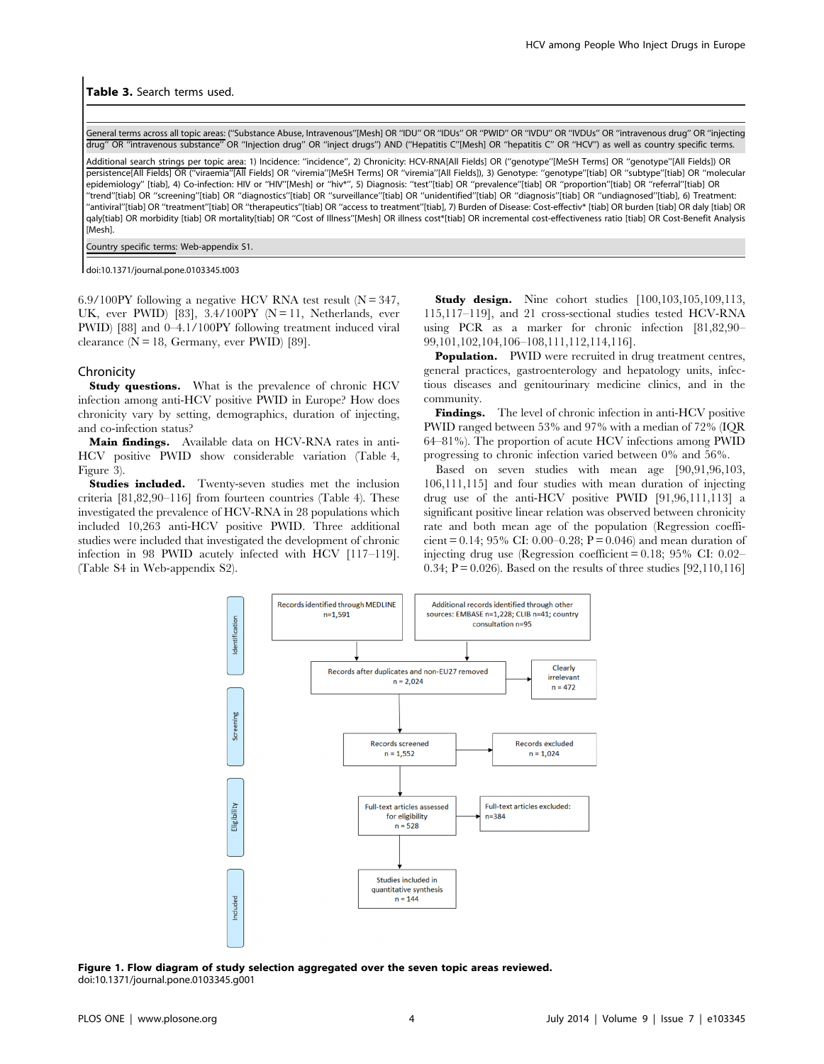**Table 3.** Search terms used.

| |
|---|
| General terms across all topic areas: ("Substance Abuse, Intravenous"[Mesh] OR "IDU" OR "IDUs" OR "PWID" OR "IVDU" OR "IVDUs" OR "intravenous drug" OR "injecting drug" OR "intravenous substance" OR "Injection drug" OR "inject drugs") AND ("Hepatitis C"[Mesh] OR "hepatitis C" OR "HCV") as well as country specific terms. |
| Additional search strings per topic area: 1) Incidence: "incidence", 2) Chronicity: HCV-RNA[All Fields] OR ("genotype"[MeSH Terms] OR "genotype"[All Fields]) OR persistence[All Fields] OR ("viraemia"[All Fields] OR "viremia"[MeSH Terms] OR "viremia"[All Fields]), 3) Genotype: "genotype"[tiab] OR "subtype"[tiab] OR "molecular epidemiology" [tiab], 4) Co-infection: HIV or "HIV"[Mesh] or "hiv*", 5) Diagnosis: "test"[tiab] OR "prevalence"[tiab] OR "proportion"[tiab] OR "referral"[tiab] OR "trend"[tiab] OR "screening"[tiab] OR "diagnostics"[tiab] OR "surveillance"[tiab] OR "unidentified"[tiab] OR "diagnosis"[tiab] OR "undiagnosed"[tiab], 6) Treatment: "antiviral"[tiab] OR "treatment"[tiab] OR "therapeutics"[tiab] OR "access to treatment"[tiab], 7) Burden of Disease: Cost-effectiv* [tiab] OR burden [tiab] OR daly [tiab] OR qaly[tiab] OR morbidity [tiab] OR mortality[tiab] OR "Cost of Illness"[Mesh] OR illness cost*[tiab] OR incremental cost-effectiveness ratio [tiab] OR Cost-Benefit Analysis [Mesh]. |
| Country specific terms: Web-appendix S1. |

doi:10.1371/journal.pone.0103345.t003

6.9/100PY following a negative HCV RNA test result (N = 347, UK, ever PWID) [83], 3.4/100PY (N = 11, Netherlands, ever PWID) [88] and 0–4.1/100PY following treatment induced viral clearance (N = 18, Germany, ever PWID) [89].

## Chronicity

**Study questions.** What is the prevalence of chronic HCV infection among anti-HCV positive PWID in Europe? How does chronicity vary by setting, demographics, duration of injecting, and co-infection status?

**Main findings.** Available data on HCV-RNA rates in anti-HCV positive PWID show considerable variation (Table 4, Figure 3).

**Studies included.** Twenty-seven studies met the inclusion criteria [81,82,90–116] from fourteen countries (Table 4). These investigated the prevalence of HCV-RNA in 28 populations which included 10,263 anti-HCV positive PWID. Three additional studies were included that investigated the development of chronic infection in 98 PWID acutely infected with HCV [117–119]. (Table S4 in Web-appendix S2).

**Study design.** Nine cohort studies [100,103,105,109,113, 115,117–119], and 21 cross-sectional studies tested HCV-RNA using PCR as a marker for chronic infection [81,82,90–99,101,102,104,106–108,111,112,114,116].

**Population.** PWID were recruited in drug treatment centres, general practices, gastroenterology and hepatology units, infectious diseases and genitourinary medicine clinics, and in the community.

**Findings.** The level of chronic infection in anti-HCV positive PWID ranged between 53% and 97% with a median of 72% (IQR 64–81%). The proportion of acute HCV infections among PWID progressing to chronic infection varied between 0% and 56%.

Based on seven studies with mean age [90,91,96,103, 106,111,115] and four studies with mean duration of injecting drug use of the anti-HCV positive PWID [91,96,111,113] a significant positive linear relation was observed between chronicity rate and both mean age of the population (Regression coefficient = 0.14; 95% CI: 0.00–0.28; P = 0.046) and mean duration of injecting drug use (Regression coefficient = 0.18; 95% CI: 0.02–0.34; P = 0.026). Based on the results of three studies [92,110,116]

**Figure 1. Flow diagram of study selection aggregated over the seven topic areas reviewed.**
doi:10.1371/journal.pone.0103345.g001

| Stage | Step | Side box |
|---|---|---|
| Identification | Records identified through MEDLINE n=1,591 | Additional records identified through other sources: EMBASE n=1,228; CLIB n=41; country consultation n=95 |
| | Records after duplicates and non-EU27 removed n = 2,024 | Clearly irrelevant n = 472 |
| Screening | Records screened n = 1,552 | Records excluded n = 1,024 |
| Eligibility | Full-text articles assessed for eligibility n = 528 | Full-text articles excluded: n=384 |
| Included | Studies included in quantitative synthesis n = 144 | |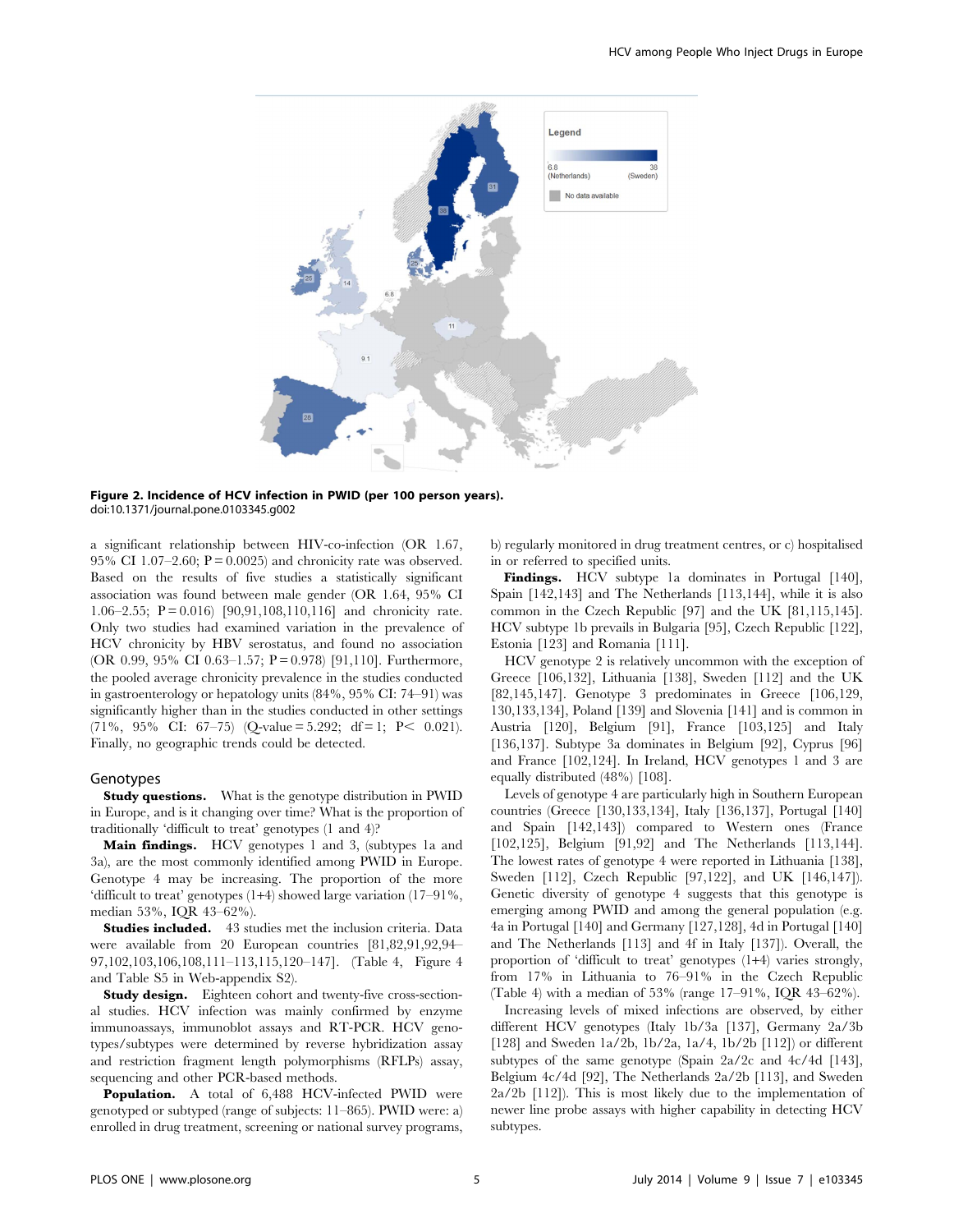Figure 2. Incidence of HCV infection in PWID (per 100 person years).
doi:10.1371/journal.pone.0103345.g002

a significant relationship between HIV-co-infection (OR 1.67, 95% CI 1.07–2.60; P = 0.0025) and chronicity rate was observed. Based on the results of five studies a statistically significant association was found between male gender (OR 1.64, 95% CI 1.06–2.55; P = 0.016) [90,91,108,110,116] and chronicity rate. Only two studies had examined variation in the prevalence of HCV chronicity by HBV serostatus, and found no association (OR 0.99, 95% CI 0.63–1.57; P = 0.978) [91,110]. Furthermore, the pooled average chronicity prevalence in the studies conducted in gastroenterology or hepatology units (84%, 95% CI: 74–91) was significantly higher than in the studies conducted in other settings (71%, 95% CI: 67–75) (Q-value = 5.292; df = 1; P< 0.021). Finally, no geographic trends could be detected.

## Genotypes

**Study questions.** What is the genotype distribution in PWID in Europe, and is it changing over time? What is the proportion of traditionally 'difficult to treat' genotypes (1 and 4)?

**Main findings.** HCV genotypes 1 and 3, (subtypes 1a and 3a), are the most commonly identified among PWID in Europe. Genotype 4 may be increasing. The proportion of the more 'difficult to treat' genotypes (1+4) showed large variation (17–91%, median 53%, IQR 43–62%).

**Studies included.** 43 studies met the inclusion criteria. Data were available from 20 European countries [81,82,91,92,94–97,102,103,106,108,111–113,115,120–147]. (Table 4, Figure 4 and Table S5 in Web-appendix S2).

**Study design.** Eighteen cohort and twenty-five cross-sectional studies. HCV infection was mainly confirmed by enzyme immunoassays, immunoblot assays and RT-PCR. HCV genotypes/subtypes were determined by reverse hybridization assay and restriction fragment length polymorphisms (RFLPs) assay, sequencing and other PCR-based methods.

**Population.** A total of 6,488 HCV-infected PWID were genotyped or subtyped (range of subjects: 11–865). PWID were: a) enrolled in drug treatment, screening or national survey programs, b) regularly monitored in drug treatment centres, or c) hospitalised in or referred to specified units.

**Findings.** HCV subtype 1a dominates in Portugal [140], Spain [142,143] and The Netherlands [113,144], while it is also common in the Czech Republic [97] and the UK [81,115,145]. HCV subtype 1b prevails in Bulgaria [95], Czech Republic [122], Estonia [123] and Romania [111].

HCV genotype 2 is relatively uncommon with the exception of Greece [106,132], Lithuania [138], Sweden [112] and the UK [82,145,147]. Genotype 3 predominates in Greece [106,129, 130,133,134], Poland [139] and Slovenia [141] and is common in Austria [120], Belgium [91], France [103,125] and Italy [136,137]. Subtype 3a dominates in Belgium [92], Cyprus [96] and France [102,124]. In Ireland, HCV genotypes 1 and 3 are equally distributed (48%) [108].

Levels of genotype 4 are particularly high in Southern European countries (Greece [130,133,134], Italy [136,137], Portugal [140] and Spain [142,143]) compared to Western ones (France [102,125], Belgium [91,92] and The Netherlands [113,144]. The lowest rates of genotype 4 were reported in Lithuania [138], Sweden [112], Czech Republic [97,122], and UK [146,147]). Genetic diversity of genotype 4 suggests that this genotype is emerging among PWID and among the general population (e.g. 4a in Portugal [140] and Germany [127,128], 4d in Portugal [140] and The Netherlands [113] and 4f in Italy [137]). Overall, the proportion of 'difficult to treat' genotypes (1+4) varies strongly, from 17% in Lithuania to 76–91% in the Czech Republic (Table 4) with a median of 53% (range 17–91%, IQR 43–62%).

Increasing levels of mixed infections are observed, by either different HCV genotypes (Italy 1b/3a [137], Germany 2a/3b [128] and Sweden 1a/2b, 1b/2a, 1a/4, 1b/2b [112]) or different subtypes of the same genotype (Spain 2a/2c and 4c/4d [143], Belgium 4c/4d [92], The Netherlands 2a/2b [113], and Sweden 2a/2b [112]). This is most likely due to the implementation of newer line probe assays with higher capability in detecting HCV subtypes.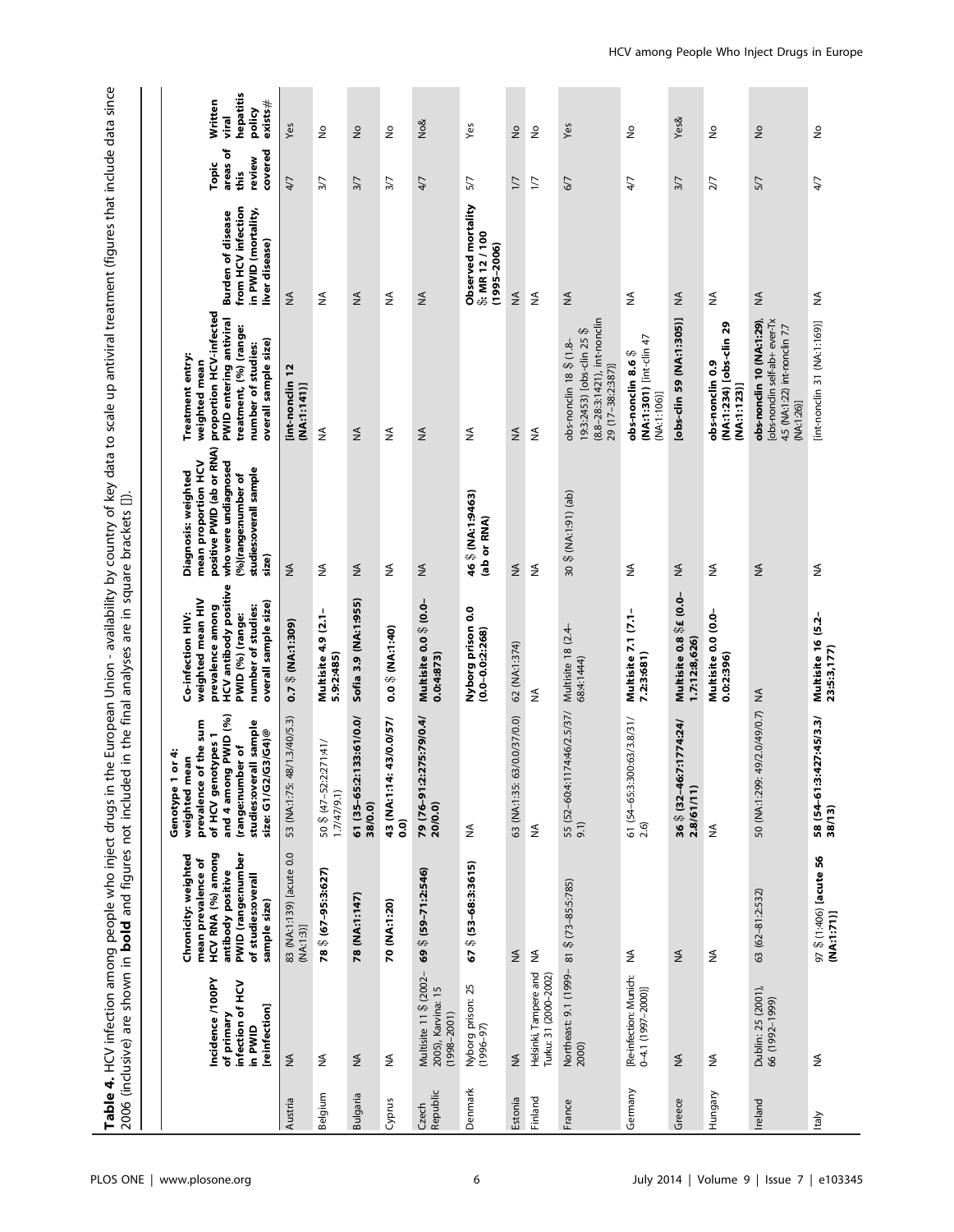**Table 4.** HCV infection among people who inject drugs in the European Union - availability by country of key data to scale up antiviral treatment (figures that include data since 2006 (inclusive) are shown in **bold** and figures not included in the final analyses are in square brackets []).

| | Incidence /100PY of primary infection of HCV in PWID [reinfection] | Chronicity: weighted mean prevalence of HCV RNA (%) among antibody positive PWID (range:number of studies:overall sample size) | Genotype 1 or 4: weighted mean prevalence of the sum of HCV genotypes 1 and 4 among PWID (%) (range:number of studies:overall sample size: G1/G2/G3/G4)@ | Co-infection HIV: weighted mean HIV prevalence among HCV antibody positive PWID (%) (range: number of studies: overall sample size) | Diagnosis: weighted mean proportion HCV positive PWID (ab or RNA) who were undiagnosed (%)(range:number of studies:overall sample size) | Treatment entry: weighted mean proportion HCV-infected PWID entering antiviral treatment, (%) (range: number of studies: overall sample size) | Burden of disease from HCV infection in PWID (mortality, liver disease) | Topic areas of this review covered | Written viral hepatitis policy exists# |
|---|---|---|---|---|---|---|---|---|---|
| Austria | NA | 83 (NA:1:139) [acute 0.0 (NA:1:3)] | 53 (NA:1:75: 48/1.3/40/5.3) | **0.7 $ (NA:1:309)** | NA | **[int-nonclin 12 (NA:1:141)]** | NA | 4/7 | Yes |
| Belgium | NA | **78 $ (67–95:3:627)** | 50 $ (47–52:2:271:41/1.7/47/9.1) | **Multisite 4.9 (2.1–5.9:2:485)** | NA | NA | NA | 3/7 | No |
| Bulgaria | NA | **78 (NA:1:147)** | **61 (35–65:2:133:61/0.0/38/0.0)** | **Sofia 3.9 (NA:1:955)** | NA | NA | NA | 3/7 | No |
| Cyprus | NA | **70 (NA:1:20)** | **43 (NA:1:14: 43/0.0/57/0.0)** | **0.0 $ (NA:1:40)** | NA | NA | NA | 3/7 | No |
| Czech Republic | Multisite 11 $ (2002–2005), Karvina: 15 (1998–2001) | **69 $ (59–71:2:546)** | **79 (76–91:2:275:79/0.4/20/0.0)** | **Multisite 0.0 $ (0.0–0.0:4:873)** | NA | NA | NA | 4/7 | No& |
| Denmark | Nyborg prison: 25 (1996–97) | **67 $ (53–68:3:3615)** | NA | **Nyborg prison 0.0 (0.0–0.0:2:268)** | **46 $ (NA:1:9463) (ab or RNA)** | NA | **Observed mortality $: MR 12 / 100 (1995–2006)** | 5/7 | Yes |
| Estonia | NA | NA | 63 (NA:1:35: 63/0.0/37/0.0) | 62 (NA:1:374) | NA | NA | NA | 1/7 | No |
| Finland | Helsinki, Tampere and Turku: 31 (2000–2002) | NA | NA | NA | NA | NA | NA | 1/7 | No |
| France | Northeast: 9.1 (1999–2000) | 81 $ (73–85:5:785) | 55 (52–60:4:1174:46/2.5/37/9.1) | Multisite 18 (2.4–68:4:1444) | 30 $ (NA:1:91) (ab) | obs-nonclin 18 $ (1.8–19:3:2453) [obs-clin 25 $ (8.8–28:3:1421), int-nonclin 29 (17–38:2:387)] | NA | 6/7 | Yes |
| Germany | [Re-infection: Munich: 0–4.1 (1997–2000)] | NA | 61 (54–65:3:300:63/3.8/31/2.6) | **Multisite 7.1 (7.1–7.2:3:681)** | NA | **obs-nonclin 8.6 $ (NA:1:301)** [int-clin 47 (NA:1:106)] | NA | 4/7 | No |
| Greece | NA | NA | **36 $ (32–46:7:1774:24/2.8/61/11)** | **Multisite 0.8 $£ (0.0–1.7:12:8,626)** | NA | **[obs-clin 59 (NA:1:305)]** | NA | 3/7 | Yes& |
| Hungary | NA | NA | NA | **Multisite 0.0 (0.0–0.0:2:396)** | NA | **obs-nonclin 0.9 (NA:1:234) [obs-clin 29 (NA:1:123)]** | NA | 2/7 | No |
| Ireland | Dublin: 25 (2001), 66 (1992–1999) | 63 (62–81:2:532) | 50 (NA:1:299: 49/2.0/49/0.7) | NA | NA | **obs-nonclin 10 (NA:1:29),** [obs-nonclin self-ab+ ever-Tx 4.5 (NA:1:22) int-nonclin 7.7 (NA:1:26)] | NA | 5/7 | No |
| Italy | NA | **97 $ (1:406) [acute 56 (NA:1:71)]** | **58 (54–61:3:427:45/3.3/38/13)** | **Multisite 16 (5.2–23:5:3,177)** | NA | [int-nonclin 31 (NA:1:169)] | NA | 4/7 | No |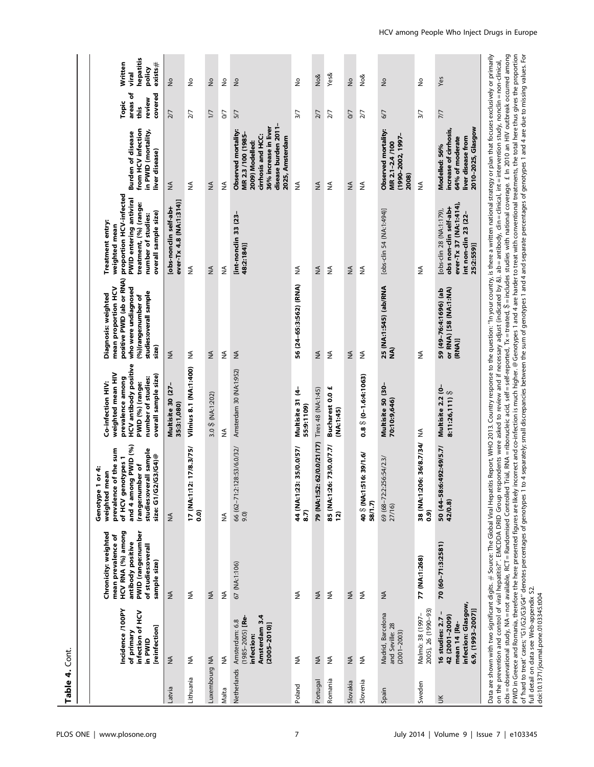**Table 4.** Cont.

| | Incidence /100PY of primary infection of HCV in PWID [reinfection] | Chronicity: weighted mean prevalence of HCV RNA (%) among antibody positive PWID (range:number of studies:overall sample size) | Genotype 1 or 4: weighted mean prevalence of the sum of HCV genotypes 1 and 4 among PWID (%) (range:number of studies:overall sample size: G1/G2/G3/G4)@ | Co-infection HIV: weighted mean HIV prevalence among HCV antibody positive PWID (%) (range: number of studies: overall sample size) | Diagnosis: weighted mean proportion HCV positive PWID (ab or RNA) who were undiagnosed (%)(range:number of studies:overall sample size) | Treatment entry: weighted mean proportion HCV-infected PWID entering antiviral treatment, (%) (range: number of studies: overall sample size) | Burden of disease from HCV infection in PWID (mortality, liver disease) | Topic areas of this review covered | Written viral hepatitis policy exists# |
|---|---|---|---|---|---|---|---|---|---|
| Latvia | NA | NA | NA | **Multisite 30 (27–35:3:1,080)** | NA | **[obs-nonclin self-ab+ ever-Tx 4.8 (NA:1:314)]** | NA | 2/7 | No |
| Lithuania | NA | NA | **17 (NA:1:12: 17/8.3/75/ 0.0)** | **Vilnius 8.1 (NA:1:400)** | NA | NA | NA | 2/7 | No |
| Luxembourg | NA | NA | | 3.0 § (NA:1:202) | NA | NA | NA | 1/7 | No |
| Malta | NA | NA | NA | NA | NA | NA | NA | 0/7 | No |
| Netherlands | Amsterdam: 6.8 (1985–2005) **[Re-infection: Amsterdam 3.4 (2005–2010)]** | 67 (NA:1:106) | 66 (62–71:2:128:53/6.0/32/ 9.0) | Amsterdam 30 (NA:1:952) | NA | **[int-nonclin 33 (23–48:2:184)]** | **Observed mortality: MR 2.3 /100 (1985–2009) Modelled: cirrhosis and HCC: 36% increase in liver disease burden 2011–2025, Amsterdam** | 5/7 | No |
| Poland | NA | NA | **44 (NA:1:23: 35/0.0/57/ 8.7)** | **Multisite 31 (4–55:9:1109)** | **56 (24–65:3:562) (RNA)** | NA | NA | 3/7 | No |
| Portugal | NA | NA | **79 (NA:1:52: 62/0.0/21/17)** | Tires 48 (NA:1:45) | NA | NA | NA | 2/7 | No& |
| Romania | NA | NA | **85 (NA:1:26: 73/0.0/7.7/ 12)** | **Bucharest 0.0 £ (NA:1:45)** | NA | NA | NA | 2/7 | Yes& |
| Slovakia | NA | NA | | | NA | NA | NA | 0/7 | No |
| Slovenia | NA | NA | **40 § (NA:1:516: 39/1.6/ 58/1.7)** | **0.8 § (0–1.6:4:1063)** | NA | NA | NA | 2/7 | No& |
| Spain | Madrid, Barcelona and Seville: 28 (2001–2003) | NA | 69 (68–72:2:256:54/2.3/ 27/16) | **Multisite 50 (30–70:10:9,646)** | **25 (NA:1:545) (ab/RNA NA)** | [obs-clin 54 (NA:1:494)] | **Observed mortality: MR 2.1–2.4 /100 (1990–2002, 1997–2008)** | 6/7 | No |
| Sweden | Malmö: 38 (1997–2005), 26 (1990–93) | **77 (NA:1:268)** | **38 (NA:1:206: 36/8.7/34/ 0.9)** | NA | NA | NA | NA | 3/7 | No |
| UK | **16 studies: 2.7 – 42 (2001–2009) mean 14 [Re-infection: Glasgow, 6.9, (1993–2007)]** | **70 (60–71:3:2581)** | **50 (44–58:6:492:49/5.7/ 42/0.8)** | **Multisite 2.2 (0–8:11:26,111) §** | **59 (49–76:4:1696) (ab or RNA) [58 (NA:1:NA) (RNA)]** | [obs-clin 28 (NA:1:179), **obs non-clin self-ab+ ever-Tx 37 (NA:1:414), int non-clin 23 (22–25:2:559)]** | **Modelled: 56% increase of cirrhosis, 64% of moderate liver disease from 2010–2025, Glasgow** | 7/7 | Yes |

Data are shown with two significant digits. # Source: The Global Viral Hepatitis Report, WHO 2013. Country response to the question: "In your country, is there a written national strategy or plan that focuses exclusively or primarily on the prevention and control of viral hepatitis?". EMCDDA DRID Group respondents were asked to review and if necessary adjust (indicated by &). ab = antibody, clin = clinical, int = intervention study, nonclin = non-clinical, obs = observational study, NA = not available, RCT = Randomised Controlled Trial, RNA = ribonucleic acid, self = self-reported, Tx = treated, § = includes studies with national coverage. £ In 2010 an HIV outbreak occurred among PWID in Greece and Romania, therefore the here presented figures are likely incorrect and co-infection is much higher. @ Genotypes 1 and 4 are harder to treat with conventional treatments, the total here thus gives the proportion of 'hard to treat' cases; "G1/G2/G3/G4" denotes percentages of genotypes 1 to 4 separately; small discrepancies between the sum of genotypes 1 and 4 and separate percentages of genotypes 1 and 4 are due to missing values. For full detail on data see Web-appendix S2.

doi:10.1371/journal.pone.0103345.t004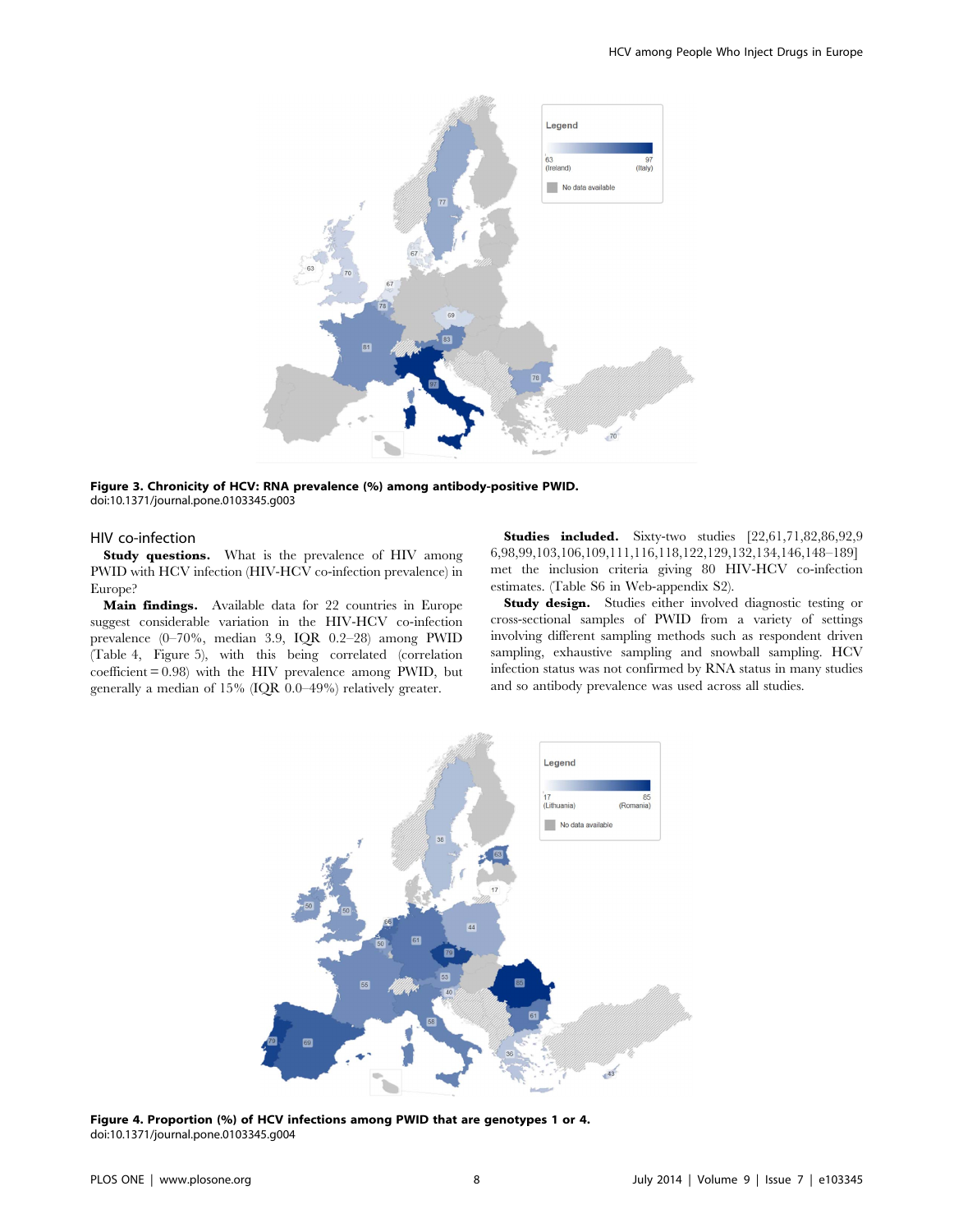Figure 3. Chronicity of HCV: RNA prevalence (%) among antibody-positive PWID.
doi:10.1371/journal.pone.0103345.g003

## HIV co-infection

**Study questions.** What is the prevalence of HIV among PWID with HCV infection (HIV-HCV co-infection prevalence) in Europe?

**Main findings.** Available data for 22 countries in Europe suggest considerable variation in the HIV-HCV co-infection prevalence (0–70%, median 3.9, IQR 0.2–28) among PWID (Table 4, Figure 5), with this being correlated (correlation coefficient = 0.98) with the HIV prevalence among PWID, but generally a median of 15% (IQR 0.0–49%) relatively greater.

**Studies included.** Sixty-two studies [22,61,71,82,86,92,96,98,99,103,106,109,111,116,118,122,129,132,134,146,148–189] met the inclusion criteria giving 80 HIV-HCV co-infection estimates. (Table S6 in Web-appendix S2).

**Study design.** Studies either involved diagnostic testing or cross-sectional samples of PWID from a variety of settings involving different sampling methods such as respondent driven sampling, exhaustive sampling and snowball sampling. HCV infection status was not confirmed by RNA status in many studies and so antibody prevalence was used across all studies.

Figure 4. Proportion (%) of HCV infections among PWID that are genotypes 1 or 4.
doi:10.1371/journal.pone.0103345.g004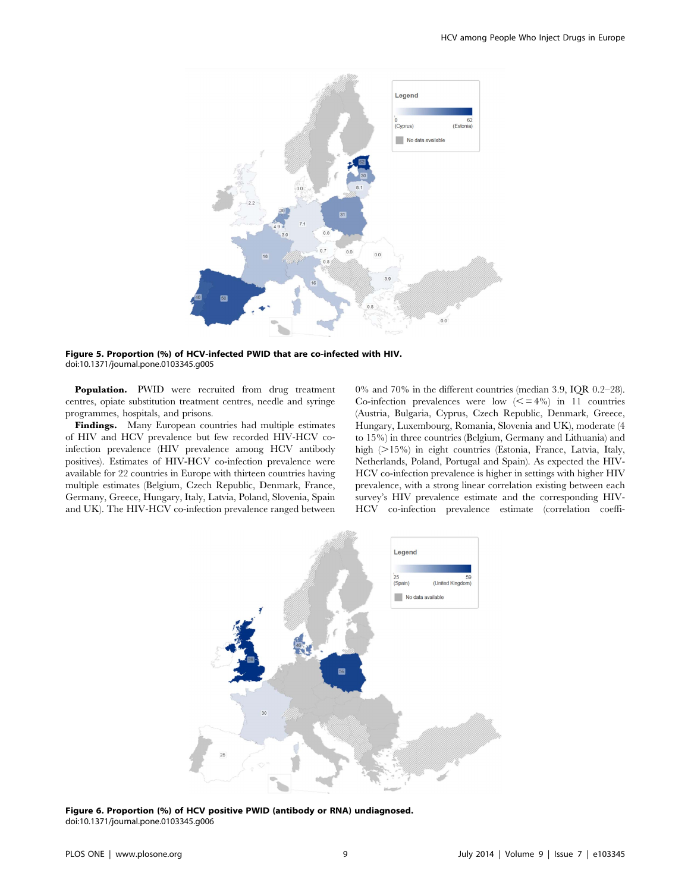Figure 5. Proportion (%) of HCV-infected PWID that are co-infected with HIV.
doi:10.1371/journal.pone.0103345.g005

**Population.** PWID were recruited from drug treatment centres, opiate substitution treatment centres, needle and syringe programmes, hospitals, and prisons.

**Findings.** Many European countries had multiple estimates of HIV and HCV prevalence but few recorded HIV-HCV co-infection prevalence (HIV prevalence among HCV antibody positives). Estimates of HIV-HCV co-infection prevalence were available for 22 countries in Europe with thirteen countries having multiple estimates (Belgium, Czech Republic, Denmark, France, Germany, Greece, Hungary, Italy, Latvia, Poland, Slovenia, Spain and UK). The HIV-HCV co-infection prevalence ranged between 0% and 70% in the different countries (median 3.9, IQR 0.2–28). Co-infection prevalences were low (<=4%) in 11 countries (Austria, Bulgaria, Cyprus, Czech Republic, Denmark, Greece, Hungary, Luxembourg, Romania, Slovenia and UK), moderate (4 to 15%) in three countries (Belgium, Germany and Lithuania) and high (>15%) in eight countries (Estonia, France, Latvia, Italy, Netherlands, Poland, Portugal and Spain). As expected the HIV-HCV co-infection prevalence is higher in settings with higher HIV prevalence, with a strong linear correlation existing between each survey's HIV prevalence estimate and the corresponding HIV-HCV co-infection prevalence estimate (correlation coeffi-

Figure 6. Proportion (%) of HCV positive PWID (antibody or RNA) undiagnosed.
doi:10.1371/journal.pone.0103345.g006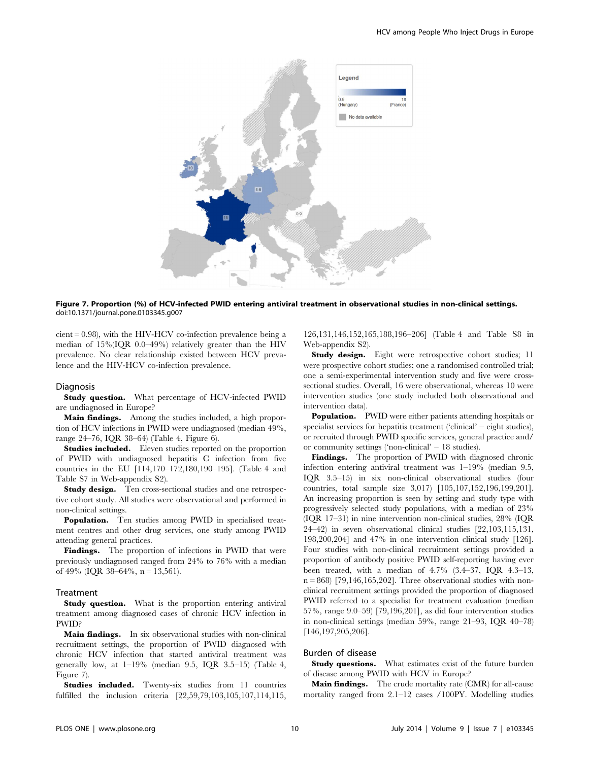Figure 7. Proportion (%) of HCV-infected PWID entering antiviral treatment in observational studies in non-clinical settings.
doi:10.1371/journal.pone.0103345.g007

cient = 0.98), with the HIV-HCV co-infection prevalence being a median of 15%(IQR 0.0–49%) relatively greater than the HIV prevalence. No clear relationship existed between HCV prevalence and the HIV-HCV co-infection prevalence.

### Diagnosis

**Study question.** What percentage of HCV-infected PWID are undiagnosed in Europe?

**Main findings.** Among the studies included, a high proportion of HCV infections in PWID were undiagnosed (median 49%, range 24–76, IQR 38–64) (Table 4, Figure 6).

**Studies included.** Eleven studies reported on the proportion of PWID with undiagnosed hepatitis C infection from five countries in the EU [114,170–172,180,190–195]. (Table 4 and Table S7 in Web-appendix S2).

**Study design.** Ten cross-sectional studies and one retrospective cohort study. All studies were observational and performed in non-clinical settings.

**Population.** Ten studies among PWID in specialised treatment centres and other drug services, one study among PWID attending general practices.

**Findings.** The proportion of infections in PWID that were previously undiagnosed ranged from 24% to 76% with a median of 49% (IQR 38–64%, n = 13,561).

### Treatment

**Study question.** What is the proportion entering antiviral treatment among diagnosed cases of chronic HCV infection in PWID?

**Main findings.** In six observational studies with non-clinical recruitment settings, the proportion of PWID diagnosed with chronic HCV infection that started antiviral treatment was generally low, at 1–19% (median 9.5, IQR 3.5–15) (Table 4, Figure 7).

**Studies included.** Twenty-six studies from 11 countries fulfilled the inclusion criteria [22,59,79,103,105,107,114,115,126,131,146,152,165,188,196–206] (Table 4 and Table S8 in Web-appendix S2).

**Study design.** Eight were retrospective cohort studies; 11 were prospective cohort studies; one a randomised controlled trial; one a semi-experimental intervention study and five were cross-sectional studies. Overall, 16 were observational, whereas 10 were intervention studies (one study included both observational and intervention data).

**Population.** PWID were either patients attending hospitals or specialist services for hepatitis treatment ('clinical' – eight studies), or recruited through PWID specific services, general practice and/or community settings ('non-clinical' – 18 studies).

**Findings.** The proportion of PWID with diagnosed chronic infection entering antiviral treatment was 1–19% (median 9.5, IQR 3.5–15) in six non-clinical observational studies (four countries, total sample size 3,017) [105,107,152,196,199,201]. An increasing proportion is seen by setting and study type with progressively selected study populations, with a median of 23% (IQR 17–31) in nine intervention non-clinical studies, 28% (IQR 24–42) in seven observational clinical studies [22,103,115,131,198,200,204] and 47% in one intervention clinical study [126]. Four studies with non-clinical recruitment settings provided a proportion of antibody positive PWID self-reporting having ever been treated, with a median of 4.7% (3.4–37, IQR 4.3–13, n = 868) [79,146,165,202]. Three observational studies with non-clinical recruitment settings provided the proportion of diagnosed PWID referred to a specialist for treatment evaluation (median 57%, range 9.0–59) [79,196,201], as did four intervention studies in non-clinical settings (median 59%, range 21–93, IQR 40–78) [146,197,205,206].

### Burden of disease

**Study questions.** What estimates exist of the future burden of disease among PWID with HCV in Europe?

**Main findings.** The crude mortality rate (CMR) for all-cause mortality ranged from 2.1–12 cases /100PY. Modelling studies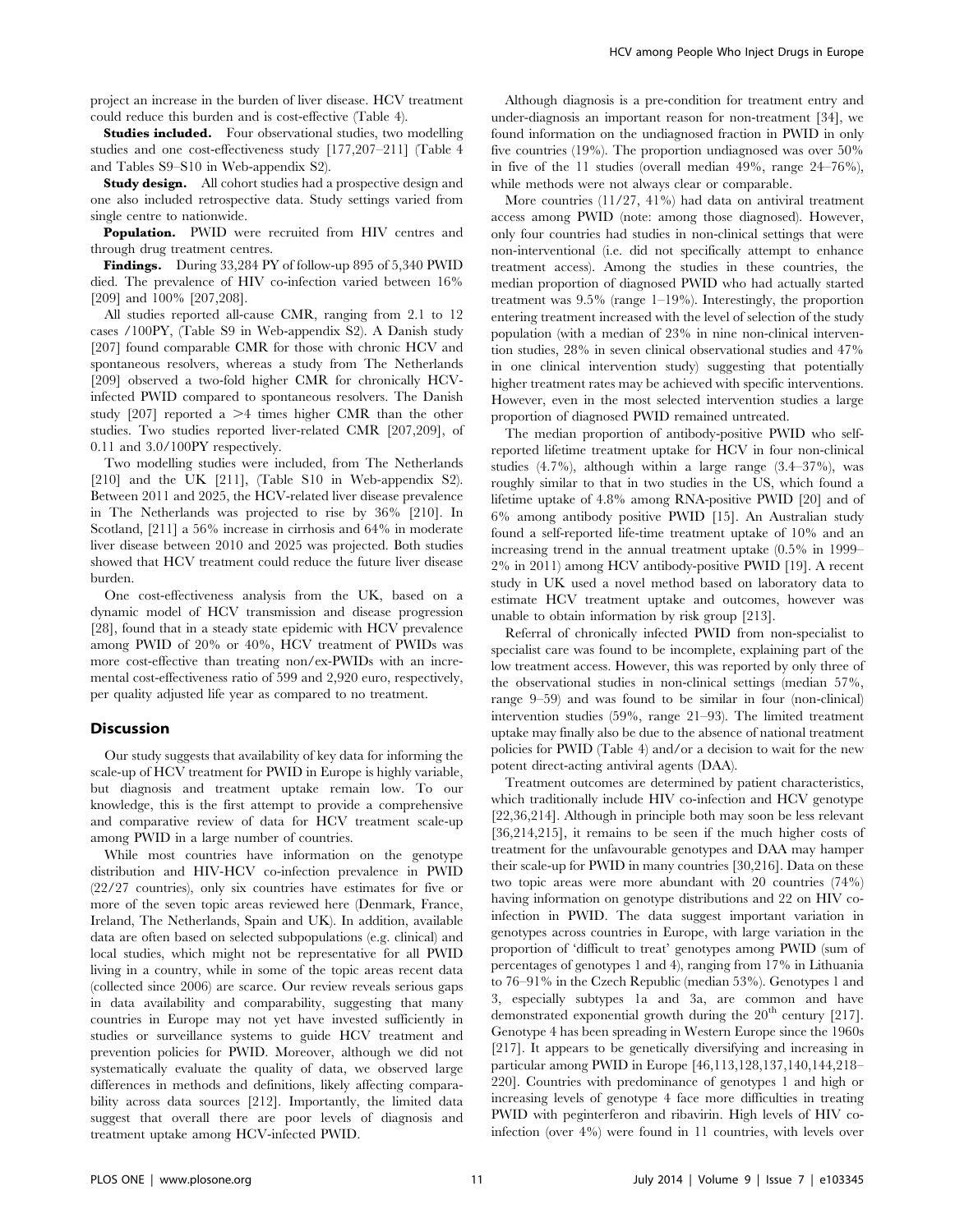project an increase in the burden of liver disease. HCV treatment could reduce this burden and is cost-effective (Table 4).

**Studies included.** Four observational studies, two modelling studies and one cost-effectiveness study [177,207–211] (Table 4 and Tables S9–S10 in Web-appendix S2).

**Study design.** All cohort studies had a prospective design and one also included retrospective data. Study settings varied from single centre to nationwide.

**Population.** PWID were recruited from HIV centres and through drug treatment centres.

**Findings.** During 33,284 PY of follow-up 895 of 5,340 PWID died. The prevalence of HIV co-infection varied between 16% [209] and 100% [207,208].

All studies reported all-cause CMR, ranging from 2.1 to 12 cases /100PY, (Table S9 in Web-appendix S2). A Danish study [207] found comparable CMR for those with chronic HCV and spontaneous resolvers, whereas a study from The Netherlands [209] observed a two-fold higher CMR for chronically HCV-infected PWID compared to spontaneous resolvers. The Danish study [207] reported a >4 times higher CMR than the other studies. Two studies reported liver-related CMR [207,209], of 0.11 and 3.0/100PY respectively.

Two modelling studies were included, from The Netherlands [210] and the UK [211], (Table S10 in Web-appendix S2). Between 2011 and 2025, the HCV-related liver disease prevalence in The Netherlands was projected to rise by 36% [210]. In Scotland, [211] a 56% increase in cirrhosis and 64% in moderate liver disease between 2010 and 2025 was projected. Both studies showed that HCV treatment could reduce the future liver disease burden.

One cost-effectiveness analysis from the UK, based on a dynamic model of HCV transmission and disease progression [28], found that in a steady state epidemic with HCV prevalence among PWID of 20% or 40%, HCV treatment of PWIDs was more cost-effective than treating non/ex-PWIDs with an incremental cost-effectiveness ratio of 599 and 2,920 euro, respectively, per quality adjusted life year as compared to no treatment.

## Discussion

Our study suggests that availability of key data for informing the scale-up of HCV treatment for PWID in Europe is highly variable, but diagnosis and treatment uptake remain low. To our knowledge, this is the first attempt to provide a comprehensive and comparative review of data for HCV treatment scale-up among PWID in a large number of countries.

While most countries have information on the genotype distribution and HIV-HCV co-infection prevalence in PWID (22/27 countries), only six countries have estimates for five or more of the seven topic areas reviewed here (Denmark, France, Ireland, The Netherlands, Spain and UK). In addition, available data are often based on selected subpopulations (e.g. clinical) and local studies, which might not be representative for all PWID living in a country, while in some of the topic areas recent data (collected since 2006) are scarce. Our review reveals serious gaps in data availability and comparability, suggesting that many countries in Europe may not yet have invested sufficiently in studies or surveillance systems to guide HCV treatment and prevention policies for PWID. Moreover, although we did not systematically evaluate the quality of data, we observed large differences in methods and definitions, likely affecting comparability across data sources [212]. Importantly, the limited data suggest that overall there are poor levels of diagnosis and treatment uptake among HCV-infected PWID.

Although diagnosis is a pre-condition for treatment entry and under-diagnosis an important reason for non-treatment [34], we found information on the undiagnosed fraction in PWID in only five countries (19%). The proportion undiagnosed was over 50% in five of the 11 studies (overall median 49%, range 24–76%), while methods were not always clear or comparable.

More countries (11/27, 41%) had data on antiviral treatment access among PWID (note: among those diagnosed). However, only four countries had studies in non-clinical settings that were non-interventional (i.e. did not specifically attempt to enhance treatment access). Among the studies in these countries, the median proportion of diagnosed PWID who had actually started treatment was 9.5% (range 1–19%). Interestingly, the proportion entering treatment increased with the level of selection of the study population (with a median of 23% in nine non-clinical intervention studies, 28% in seven clinical observational studies and 47% in one clinical intervention study) suggesting that potentially higher treatment rates may be achieved with specific interventions. However, even in the most selected intervention studies a large proportion of diagnosed PWID remained untreated.

The median proportion of antibody-positive PWID who self-reported lifetime treatment uptake for HCV in four non-clinical studies (4.7%), although within a large range (3.4–37%), was roughly similar to that in two studies in the US, which found a lifetime uptake of 4.8% among RNA-positive PWID [20] and of 6% among antibody positive PWID [15]. An Australian study found a self-reported life-time treatment uptake of 10% and an increasing trend in the annual treatment uptake (0.5% in 1999–2% in 2011) among HCV antibody-positive PWID [19]. A recent study in UK used a novel method based on laboratory data to estimate HCV treatment uptake and outcomes, however was unable to obtain information by risk group [213].

Referral of chronically infected PWID from non-specialist to specialist care was found to be incomplete, explaining part of the low treatment access. However, this was reported by only three of the observational studies in non-clinical settings (median 57%, range 9–59) and was found to be similar in four (non-clinical) intervention studies (59%, range 21–93). The limited treatment uptake may finally also be due to the absence of national treatment policies for PWID (Table 4) and/or a decision to wait for the new potent direct-acting antiviral agents (DAA).

Treatment outcomes are determined by patient characteristics, which traditionally include HIV co-infection and HCV genotype [22,36,214]. Although in principle both may soon be less relevant [36,214,215], it remains to be seen if the much higher costs of treatment for the unfavourable genotypes and DAA may hamper their scale-up for PWID in many countries [30,216]. Data on these two topic areas were more abundant with 20 countries (74%) having information on genotype distributions and 22 on HIV co-infection in PWID. The data suggest important variation in genotypes across countries in Europe, with large variation in the proportion of 'difficult to treat' genotypes among PWID (sum of percentages of genotypes 1 and 4), ranging from 17% in Lithuania to 76–91% in the Czech Republic (median 53%). Genotypes 1 and 3, especially subtypes 1a and 3a, are common and have demonstrated exponential growth during the 20th century [217]. Genotype 4 has been spreading in Western Europe since the 1960s [217]. It appears to be genetically diversifying and increasing in particular among PWID in Europe [46,113,128,137,140,144,218–220]. Countries with predominance of genotypes 1 and high or increasing levels of genotype 4 face more difficulties in treating PWID with peginterferon and ribavirin. High levels of HIV co-infection (over 4%) were found in 11 countries, with levels over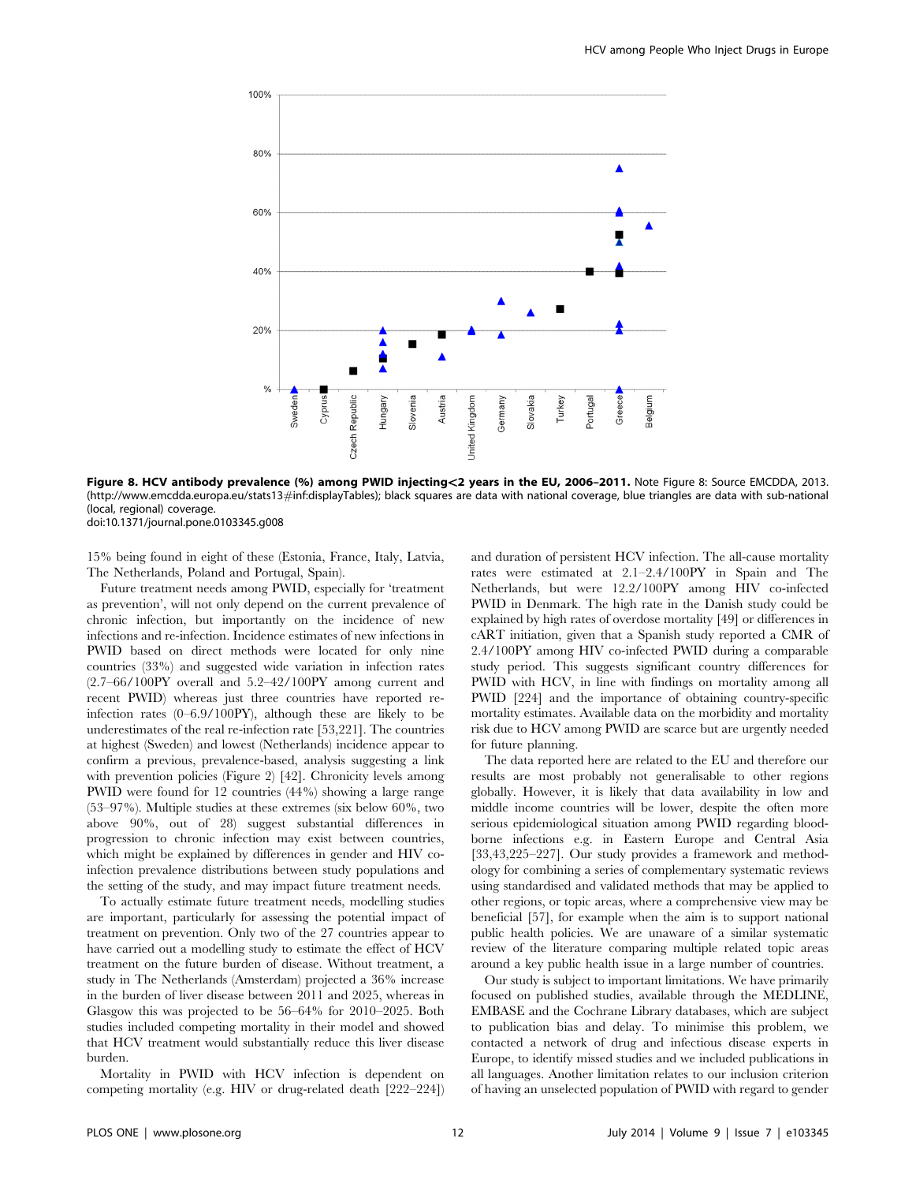**Figure 8. HCV antibody prevalence (%) among PWID injecting<2 years in the EU, 2006–2011.** Note Figure 8: Source EMCDDA, 2013. (http://www.emcdda.europa.eu/stats13#inf:displayTables); black squares are data with national coverage, blue triangles are data with sub-national (local, regional) coverage.
doi:10.1371/journal.pone.0103345.g008

15% being found in eight of these (Estonia, France, Italy, Latvia, The Netherlands, Poland and Portugal, Spain).

Future treatment needs among PWID, especially for 'treatment as prevention', will not only depend on the current prevalence of chronic infection, but importantly on the incidence of new infections and re-infection. Incidence estimates of new infections in PWID based on direct methods were located for only nine countries (33%) and suggested wide variation in infection rates (2.7–66/100PY overall and 5.2–42/100PY among current and recent PWID) whereas just three countries have reported re-infection rates (0–6.9/100PY), although these are likely to be underestimates of the real re-infection rate [53,221]. The countries at highest (Sweden) and lowest (Netherlands) incidence appear to confirm a previous, prevalence-based, analysis suggesting a link with prevention policies (Figure 2) [42]. Chronicity levels among PWID were found for 12 countries (44%) showing a large range (53–97%). Multiple studies at these extremes (six below 60%, two above 90%, out of 28) suggest substantial differences in progression to chronic infection may exist between countries, which might be explained by differences in gender and HIV co-infection prevalence distributions between study populations and the setting of the study, and may impact future treatment needs.

To actually estimate future treatment needs, modelling studies are important, particularly for assessing the potential impact of treatment on prevention. Only two of the 27 countries appear to have carried out a modelling study to estimate the effect of HCV treatment on the future burden of disease. Without treatment, a study in The Netherlands (Amsterdam) projected a 36% increase in the burden of liver disease between 2011 and 2025, whereas in Glasgow this was projected to be 56–64% for 2010–2025. Both studies included competing mortality in their model and showed that HCV treatment would substantially reduce this liver disease burden.

Mortality in PWID with HCV infection is dependent on competing mortality (e.g. HIV or drug-related death [222–224]) and duration of persistent HCV infection. The all-cause mortality rates were estimated at 2.1–2.4/100PY in Spain and The Netherlands, but were 12.2/100PY among HIV co-infected PWID in Denmark. The high rate in the Danish study could be explained by high rates of overdose mortality [49] or differences in cART initiation, given that a Spanish study reported a CMR of 2.4/100PY among HIV co-infected PWID during a comparable study period. This suggests significant country differences for PWID with HCV, in line with findings on mortality among all PWID [224] and the importance of obtaining country-specific mortality estimates. Available data on the morbidity and mortality risk due to HCV among PWID are scarce but are urgently needed for future planning.

The data reported here are related to the EU and therefore our results are most probably not generalisable to other regions globally. However, it is likely that data availability in low and middle income countries will be lower, despite the often more serious epidemiological situation among PWID regarding blood-borne infections e.g. in Eastern Europe and Central Asia [33,43,225–227]. Our study provides a framework and methodology for combining a series of complementary systematic reviews using standardised and validated methods that may be applied to other regions, or topic areas, where a comprehensive view may be beneficial [57], for example when the aim is to support national public health policies. We are unaware of a similar systematic review of the literature comparing multiple related topic areas around a key public health issue in a large number of countries.

Our study is subject to important limitations. We have primarily focused on published studies, available through the MEDLINE, EMBASE and the Cochrane Library databases, which are subject to publication bias and delay. To minimise this problem, we contacted a network of drug and infectious disease experts in Europe, to identify missed studies and we included publications in all languages. Another limitation relates to our inclusion criterion of having an unselected population of PWID with regard to gender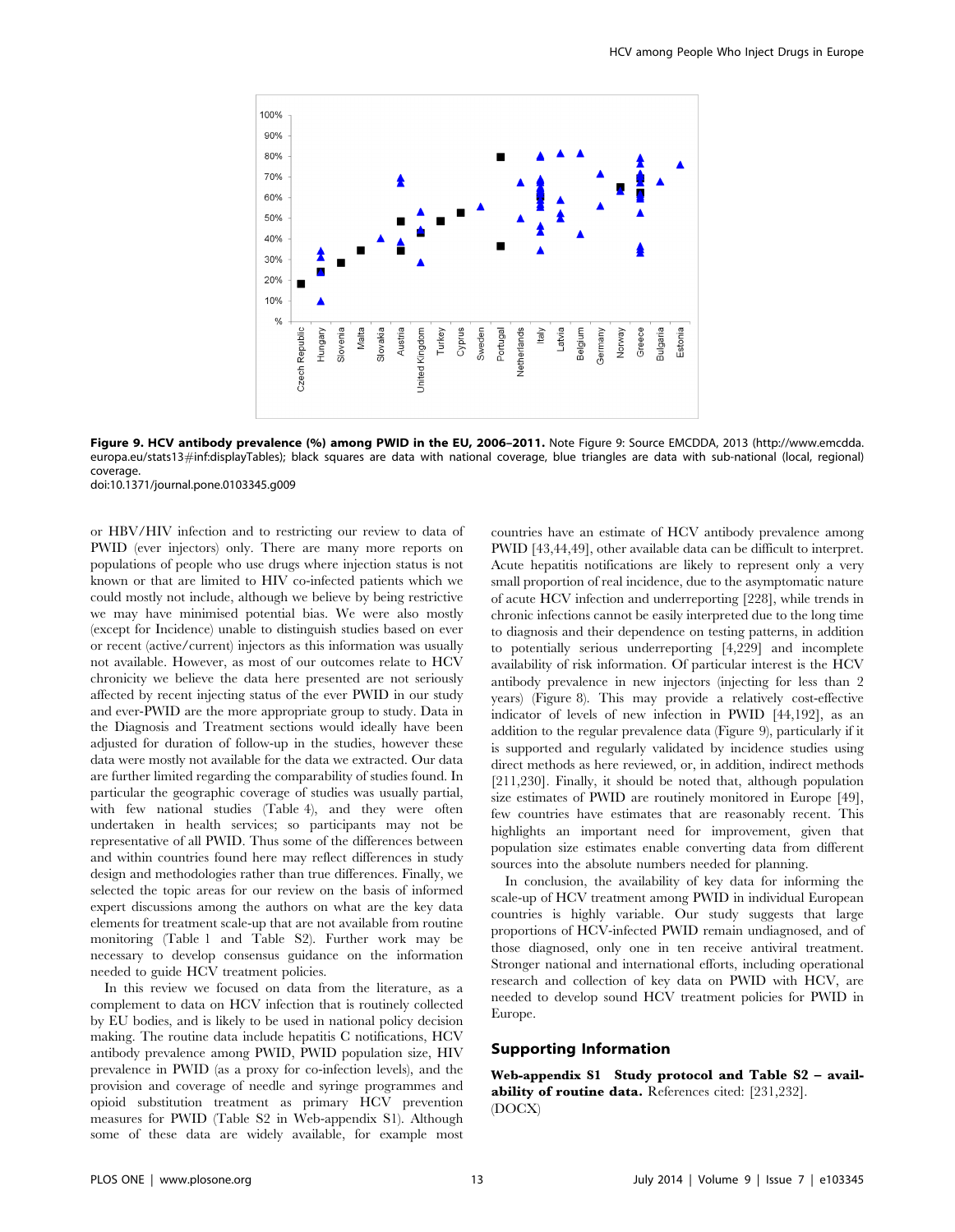100%
90%
80%
70%
60%
50%
40%
30%
20%
10%
%

Czech Republic
Hungary
Slovenia
Malta
Slovakia
Austria
United Kingdom
Turkey
Cyprus
Sweden
Portugal
Netherlands
Italy
Latvia
Belgium
Germany
Norway
Greece
Bulgaria
Estonia

**Figure 9. HCV antibody prevalence (%) among PWID in the EU, 2006–2011.** Note Figure 9: Source EMCDDA, 2013 (http://www.emcdda.europa.eu/stats13#inf:displayTables); black squares are data with national coverage, blue triangles are data with sub-national (local, regional) coverage.
doi:10.1371/journal.pone.0103345.g009

or HBV/HIV infection and to restricting our review to data of PWID (ever injectors) only. There are many more reports on populations of people who use drugs where injection status is not known or that are limited to HIV co-infected patients which we could mostly not include, although we believe by being restrictive we may have minimised potential bias. We were also mostly (except for Incidence) unable to distinguish studies based on ever or recent (active/current) injectors as this information was usually not available. However, as most of our outcomes relate to HCV chronicity we believe the data here presented are not seriously affected by recent injecting status of the ever PWID in our study and ever-PWID are the more appropriate group to study. Data in the Diagnosis and Treatment sections would ideally have been adjusted for duration of follow-up in the studies, however these data were mostly not available for the data we extracted. Our data are further limited regarding the comparability of studies found. In particular the geographic coverage of studies was usually partial, with few national studies (Table 4), and they were often undertaken in health services; so participants may not be representative of all PWID. Thus some of the differences between and within countries found here may reflect differences in study design and methodologies rather than true differences. Finally, we selected the topic areas for our review on the basis of informed expert discussions among the authors on what are the key data elements for treatment scale-up that are not available from routine monitoring (Table 1 and Table S2). Further work may be necessary to develop consensus guidance on the information needed to guide HCV treatment policies.

In this review we focused on data from the literature, as a complement to data on HCV infection that is routinely collected by EU bodies, and is likely to be used in national policy decision making. The routine data include hepatitis C notifications, HCV antibody prevalence among PWID, PWID population size, HIV prevalence in PWID (as a proxy for co-infection levels), and the provision and coverage of needle and syringe programmes and opioid substitution treatment as primary HCV prevention measures for PWID (Table S2 in Web-appendix S1). Although some of these data are widely available, for example most countries have an estimate of HCV antibody prevalence among PWID [43,44,49], other available data can be difficult to interpret. Acute hepatitis notifications are likely to represent only a very small proportion of real incidence, due to the asymptomatic nature of acute HCV infection and underreporting [228], while trends in chronic infections cannot be easily interpreted due to the long time to diagnosis and their dependence on testing patterns, in addition to potentially serious underreporting [4,229] and incomplete availability of risk information. Of particular interest is the HCV antibody prevalence in new injectors (injecting for less than 2 years) (Figure 8). This may provide a relatively cost-effective indicator of levels of new infection in PWID [44,192], as an addition to the regular prevalence data (Figure 9), particularly if it is supported and regularly validated by incidence studies using direct methods as here reviewed, or, in addition, indirect methods [211,230]. Finally, it should be noted that, although population size estimates of PWID are routinely monitored in Europe [49], few countries have estimates that are reasonably recent. This highlights an important need for improvement, given that population size estimates enable converting data from different sources into the absolute numbers needed for planning.

In conclusion, the availability of key data for informing the scale-up of HCV treatment among PWID in individual European countries is highly variable. Our study suggests that large proportions of HCV-infected PWID remain undiagnosed, and of those diagnosed, only one in ten receive antiviral treatment. Stronger national and international efforts, including operational research and collection of key data on PWID with HCV, are needed to develop sound HCV treatment policies for PWID in Europe.

## Supporting Information

**Web-appendix S1 Study protocol and Table S2 – availability of routine data.** References cited: [231,232].
(DOCX)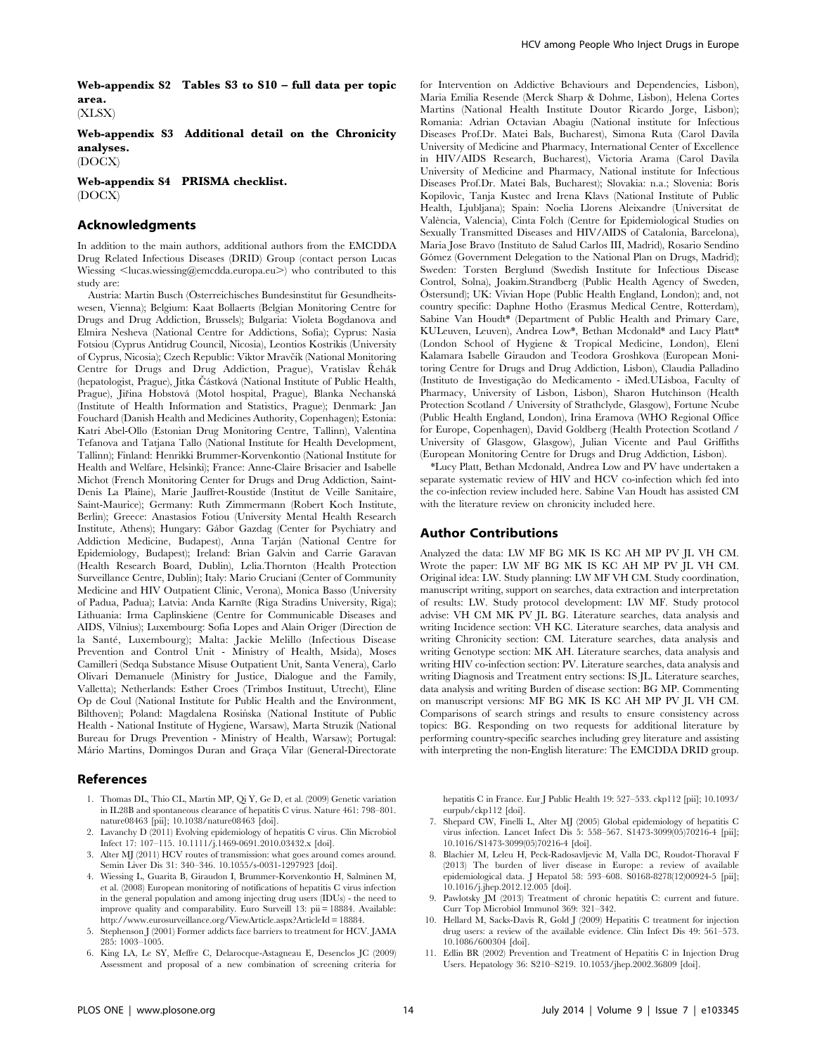**Web-appendix S2 Tables S3 to S10 – full data per topic area.**
(XLSX)

**Web-appendix S3 Additional detail on the Chronicity analyses.**
(DOCX)

**Web-appendix S4 PRISMA checklist.**
(DOCX)

## Acknowledgments

In addition to the main authors, additional authors from the EMCDDA Drug Related Infectious Diseases (DRID) Group (contact person Lucas Wiessing <lucas.wiessing@emcdda.europa.eu>) who contributed to this study are:

Austria: Martin Busch (Österreichisches Bundesinstitut für Gesundheitswesen, Vienna); Belgium: Kaat Bollaerts (Belgian Monitoring Centre for Drugs and Drug Addiction, Brussels); Bulgaria: Violeta Bogdanova and Elmira Nesheva (National Centre for Addictions, Sofia); Cyprus: Nasia Fotsiou (Cyprus Antidrug Council, Nicosia), Leontios Kostrikis (University of Cyprus, Nicosia); Czech Republic: Viktor Mravčík (National Monitoring Centre for Drugs and Drug Addiction, Prague), Vratislav Řehák (hepatologist, Prague), Jitka Částková (National Institute of Public Health, Prague), Jiřina Hobstová (Motol hospital, Prague), Blanka Nechanská (Institute of Health Information and Statistics, Prague); Denmark: Jan Fouchard (Danish Health and Medicines Authority, Copenhagen); Estonia: Katri Abel-Ollo (Estonian Drug Monitoring Centre, Tallinn), Valentina Tefanova and Tatjana Tallo (National Institute for Health Development, Tallinn); Finland: Henrikki Brummer-Korvenkontio (National Institute for Health and Welfare, Helsinki); France: Anne-Claire Brisacier and Isabelle Michot (French Monitoring Center for Drugs and Drug Addiction, Saint-Denis La Plaine), Marie Jauffret-Roustide (Institut de Veille Sanitaire, Saint-Maurice); Germany: Ruth Zimmermann (Robert Koch Institute, Berlin); Greece: Anastasios Fotiou (University Mental Health Research Institute, Athens); Hungary: Gábor Gazdag (Center for Psychiatry and Addiction Medicine, Budapest), Anna Tarján (National Centre for Epidemiology, Budapest); Ireland: Brian Galvin and Carrie Garavan (Health Research Board, Dublin), Lelia.Thornton (Health Protection Surveillance Centre, Dublin); Italy: Mario Cruciani (Center of Community Medicine and HIV Outpatient Clinic, Verona), Monica Basso (University of Padua, Padua); Latvia: Anda Karnīte (Riga Stradins University, Riga); Lithuania: Irma Caplinskiene (Centre for Communicable Diseases and AIDS, Vilnius); Luxembourg: Sofia Lopes and Alain Origer (Direction de la Santé, Luxembourg); Malta: Jackie Melillo (Infectious Disease Prevention and Control Unit - Ministry of Health, Msida), Moses Camilleri (Sedqa Substance Misuse Outpatient Unit, Santa Venera), Carlo Olivari Demanuele (Ministry for Justice, Dialogue and the Family, Valletta); Netherlands: Esther Croes (Trimbos Instituut, Utrecht), Eline Op de Coul (National Institute for Public Health and the Environment, Bilthoven); Poland: Magdalena Rosińska (National Institute of Public Health - National Institute of Hygiene, Warsaw), Marta Struzik (National Bureau for Drugs Prevention - Ministry of Health, Warsaw); Portugal: Mário Martins, Domingos Duran and Graça Vilar (General-Directorate for Intervention on Addictive Behaviours and Dependencies, Lisbon), Maria Emília Resende (Merck Sharp & Dohme, Lisbon), Helena Cortes Martins (National Health Institute Doutor Ricardo Jorge, Lisbon); Romania: Adrian Octavian Abagiu (National institute for Infectious Diseases Prof.Dr. Matei Bals, Bucharest), Simona Ruta (Carol Davila University of Medicine and Pharmacy, International Center of Excellence in HIV/AIDS Research, Bucharest), Victoria Arama (Carol Davila University of Medicine and Pharmacy, National institute for Infectious Diseases Prof.Dr. Matei Bals, Bucharest); Slovakia: n.a.; Slovenia: Boris Kopilovic, Tanja Kustec and Irena Klavs (National Institute of Public Health, Ljubljana); Spain: Noelia Llorens Aleixandre (Universitat de València, Valencia), Cinta Folch (Centre for Epidemiological Studies on Sexually Transmitted Diseases and HIV/AIDS of Catalonia, Barcelona), Maria Jose Bravo (Instituto de Salud Carlos III, Madrid), Rosario Sendino Gómez (Government Delegation to the National Plan on Drugs, Madrid); Sweden: Torsten Berglund (Swedish Institute for Infectious Disease Control, Solna), Joakim.Strandberg (Public Health Agency of Sweden, Östersund); UK: Vivian Hope (Public Health England, London); and, not country specific: Daphne Hotho (Erasmus Medical Centre, Rotterdam), Sabine Van Houdt* (Department of Public Health and Primary Care, KULeuven, Leuven), Andrea Low*, Bethan Mcdonald* and Lucy Platt* (London School of Hygiene & Tropical Medicine, London), Eleni Kalamara Isabelle Giraudon and Teodora Groshkova (European Monitoring Centre for Drugs and Drug Addiction, Lisbon), Claudia Palladino (Instituto de Investigação do Medicamento - iMed.ULisboa, Faculty of Pharmacy, University of Lisbon, Lisbon), Sharon Hutchinson (Health Protection Scotland / University of Strathclyde, Glasgow), Fortune Ncube (Public Health England, London), Irina Eramova (WHO Regional Office for Europe, Copenhagen), David Goldberg (Health Protection Scotland / University of Glasgow, Glasgow), Julian Vicente and Paul Griffiths (European Monitoring Centre for Drugs and Drug Addiction, Lisbon).

*Lucy Platt, Bethan Mcdonald, Andrea Low and PV have undertaken a separate systematic review of HIV and HCV co-infection which fed into the co-infection review included here. Sabine Van Houdt has assisted CM with the literature review on chronicity included here.

## Author Contributions

Analyzed the data: LW MF BG MK IS KC AH MP PV JL VH CM. Wrote the paper: LW MF BG MK IS KC AH MP PV JL VH CM. Original idea: LW. Study planning: LW MF VH CM. Study coordination, manuscript writing, support on searches, data extraction and interpretation of results: LW. Study protocol development: LW MF. Study protocol advise: VH CM MK PV JL BG. Literature searches, data analysis and writing Incidence section: VH KC. Literature searches, data analysis and writing Chronicity section: CM. Literature searches, data analysis and writing Genotype section: MK AH. Literature searches, data analysis and writing HIV co-infection section: PV. Literature searches, data analysis and writing Diagnosis and Treatment entry sections: IS JL. Literature searches, data analysis and writing Burden of disease section: BG MP. Commenting on manuscript versions: MF BG MK IS KC AH MP PV JL VH CM. Comparisons of search strings and results to ensure consistency across topics: BG. Responding on two requests for additional literature by performing country-specific searches including grey literature and assisting with interpreting the non-English literature: The EMCDDA DRID group.

## References

1. Thomas DL, Thio CL, Martin MP, Qi Y, Ge D, et al. (2009) Genetic variation in IL28B and spontaneous clearance of hepatitis C virus. Nature 461: 798–801. nature08463 [pii]; 10.1038/nature08463 [doi].
2. Lavanchy D (2011) Evolving epidemiology of hepatitis C virus. Clin Microbiol Infect 17: 107–115. 10.1111/j.1469-0691.2010.03432.x [doi].
3. Alter MJ (2011) HCV routes of transmission: what goes around comes around. Semin Liver Dis 31: 340–346. 10.1055/s-0031-1297923 [doi].
4. Wiessing L, Guarita B, Giraudon I, Brummer-Korvenkontio H, Salminen M, et al. (2008) European monitoring of notifications of hepatitis C virus infection in the general population and among injecting drug users (IDUs) - the need to improve quality and comparability. Euro Surveill 13: pii = 18884. Available: http://www.eurosurveillance.org/ViewArticle.aspx?ArticleId = 18884.
5. Stephenson J (2001) Former addicts face barriers to treatment for HCV. JAMA 285: 1003–1005.
6. King LA, Le SY, Meffre C, Delarocque-Astagneau E, Desenclos JC (2009) Assessment and proposal of a new combination of screening criteria for hepatitis C in France. Eur J Public Health 19: 527–533. ckp112 [pii]; 10.1093/eurpub/ckp112 [doi].
7. Shepard CW, Finelli L, Alter MJ (2005) Global epidemiology of hepatitis C virus infection. Lancet Infect Dis 5: 558–567. S1473-3099(05)70216-4 [pii]; 10.1016/S1473-3099(05)70216-4 [doi].
8. Blachier M, Leleu H, Peck-Radosavljevic M, Valla DC, Roudot-Thoraval F (2013) The burden of liver disease in Europe: a review of available epidemiological data. J Hepatol 58: 593–608. S0168-8278(12)00924-5 [pii]; 10.1016/j.jhep.2012.12.005 [doi].
9. Pawlotsky JM (2013) Treatment of chronic hepatitis C: current and future. Curr Top Microbiol Immunol 369: 321–342.
10. Hellard M, Sacks-Davis R, Gold J (2009) Hepatitis C treatment for injection drug users: a review of the available evidence. Clin Infect Dis 49: 561–573. 10.1086/600304 [doi].
11. Edlin BR (2002) Prevention and Treatment of Hepatitis C in Injection Drug Users. Hepatology 36: S210–S219. 10.1053/jhep.2002.36809 [doi].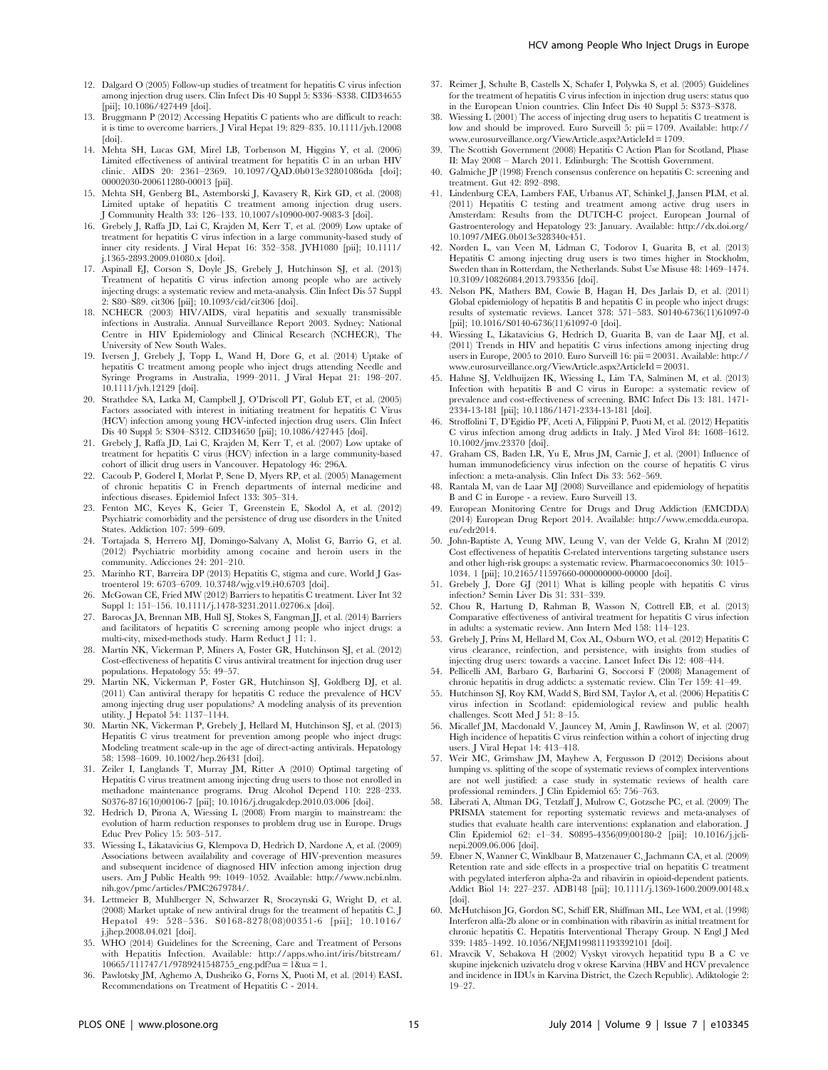12. Dalgard O (2005) Follow-up studies of treatment for hepatitis C virus infection among injection drug users. Clin Infect Dis 40 Suppl 5: S336–S338. CID34655 [pii]; 10.1086/427449 [doi].
13. Bruggmann P (2012) Accessing Hepatitis C patients who are difficult to reach: it is time to overcome barriers. J Viral Hepat 19: 829–835. 10.1111/jvh.12008 [doi].
14. Mehta SH, Lucas GM, Mirel LB, Torbenson M, Higgins Y, et al. (2006) Limited effectiveness of antiviral treatment for hepatitis C in an urban HIV clinic. AIDS 20: 2361–2369. 10.1097/QAD.0b013e32801086da [doi]; 00002030-200611280-00013 [pii].
15. Mehta SH, Genberg BL, Astemborski J, Kavasery R, Kirk GD, et al. (2008) Limited uptake of hepatitis C treatment among injection drug users. J Community Health 33: 126–133. 10.1007/s10900-007-9083-3 [doi].
16. Grebely J, Raffa JD, Lai C, Krajden M, Kerr T, et al. (2009) Low uptake of treatment for hepatitis C virus infection in a large community-based study of inner city residents. J Viral Hepat 16: 352–358. JVH1080 [pii]; 10.1111/j.1365-2893.2009.01080.x [doi].
17. Aspinall EJ, Corson S, Doyle JS, Grebely J, Hutchinson SJ, et al. (2013) Treatment of hepatitis C virus infection among people who are actively injecting drugs: a systematic review and meta-analysis. Clin Infect Dis 57 Suppl 2: S80–S89. cit306 [pii]; 10.1093/cid/cit306 [doi].
18. NCHECR (2003) HIV/AIDS, viral hepatitis and sexually transmissible infections in Australia. Annual Surveillance Report 2003. Sydney: National Centre in HIV Epidemiology and Clinical Research (NCHECR), The University of New South Wales.
19. Iversen J, Grebely J, Topp L, Wand H, Dore G, et al. (2014) Uptake of hepatitis C treatment among people who inject drugs attending Needle and Syringe Programs in Australia, 1999–2011. J Viral Hepat 21: 198–207. 10.1111/jvh.12129 [doi].
20. Strathdee SA, Latka M, Campbell J, O'Driscoll PT, Golub ET, et al. (2005) Factors associated with interest in initiating treatment for hepatitis C Virus (HCV) infection among young HCV-infected injection drug users. Clin Infect Dis 40 Suppl 5: S304–S312. CID34650 [pii]; 10.1086/427445 [doi].
21. Grebely J, Raffa JD, Lai C, Krajden M, Kerr T, et al. (2007) Low uptake of treatment for hepatitis C virus (HCV) infection in a large community-based cohort of illicit drug users in Vancouver. Hepatology 46: 296A.
22. Cacoub P, Goderel I, Morlat P, Sene D, Myers RP, et al. (2005) Management of chronic hepatitis C in French departments of internal medicine and infectious diseases. Epidemiol Infect 133: 305–314.
23. Fenton MC, Keyes K, Geier T, Greenstein E, Skodol A, et al. (2012) Psychiatric comorbidity and the persistence of drug use disorders in the United States. Addiction 107: 599–609.
24. Tortajada S, Herrero MJ, Domingo-Salvany A, Molist G, Barrio G, et al. (2012) Psychiatric morbidity among cocaine and heroin users in the community. Adicciones 24: 201–210.
25. Marinho RT, Barreira DP (2013) Hepatitis C, stigma and cure. World J Gastroenterol 19: 6703–6709. 10.3748/wjg.v19.i40.6703 [doi].
26. McGowan CE, Fried MW (2012) Barriers to hepatitis C treatment. Liver Int 32 Suppl 1: 151–156. 10.1111/j.1478-3231.2011.02706.x [doi].
27. Barocas JA, Brennan MB, Hull SJ, Stokes S, Fangman JJ, et al. (2014) Barriers and facilitators of hepatitis C screening among people who inject drugs: a multi-city, mixed-methods study. Harm Reduct J 11: 1.
28. Martin NK, Vickerman P, Miners A, Foster GR, Hutchinson SJ, et al. (2012) Cost-effectiveness of hepatitis C virus antiviral treatment for injection drug user populations. Hepatology 55: 49–57.
29. Martin NK, Vickerman P, Foster GR, Hutchinson SJ, Goldberg DJ, et al. (2011) Can antiviral therapy for hepatitis C reduce the prevalence of HCV among injecting drug user populations? A modeling analysis of its prevention utility. J Hepatol 54: 1137–1144.
30. Martin NK, Vickerman P, Grebely J, Hellard M, Hutchinson SJ, et al. (2013) Hepatitis C virus treatment for prevention among people who inject drugs: Modeling treatment scale-up in the age of direct-acting antivirals. Hepatology 58: 1598–1609. 10.1002/hep.26431 [doi].
31. Zeiler I, Langlands T, Murray JM, Ritter A (2010) Optimal targeting of Hepatitis C virus treatment among injecting drug users to those not enrolled in methadone maintenance programs. Drug Alcohol Depend 110: 228–233. S0376-8716(10)00106-7 [pii]; 10.1016/j.drugalcdep.2010.03.006 [doi].
32. Hedrich D, Pirona A, Wiessing L (2008) From margin to mainstream: the evolution of harm reduction responses to problem drug use in Europe. Drugs Educ Prev Policy 15: 503–517.
33. Wiessing L, Likatavicius G, Klempova D, Hedrich D, Nardone A, et al. (2009) Associations between availability and coverage of HIV-prevention measures and subsequent incidence of diagnosed HIV infection among injection drug users. Am J Public Health 99: 1049–1052. Available: http://www.ncbi.nlm.nih.gov/pmc/articles/PMC2679784/.
34. Lettmeier B, Muhlberger N, Schwarzer R, Sroczynski G, Wright D, et al. (2008) Market uptake of new antiviral drugs for the treatment of hepatitis C. J Hepatol 49: 528–536. S0168-8278(08)00351-6 [pii]; 10.1016/j.jhep.2008.04.021 [doi].
35. WHO (2014) Guidelines for the Screening, Care and Treatment of Persons with Hepatitis Infection. Available: http://apps.who.int/iris/bitstream/10665/111747/1/9789241548755_eng.pdf?ua = 1&ua = 1.
36. Pawlotsky JM, Aghemo A, Dusheiko G, Forns X, Puoti M, et al. (2014) EASL Recommendations on Treatment of Hepatitis C - 2014.
37. Reimer J, Schulte B, Castells X, Schafer I, Polywka S, et al. (2005) Guidelines for the treatment of hepatitis C virus infection in injection drug users: status quo in the European Union countries. Clin Infect Dis 40 Suppl 5: S373–S378.
38. Wiessing L (2001) The access of injecting drug users to hepatitis C treatment is low and should be improved. Euro Surveill 5: pii = 1709. Available: http://www.eurosurveillance.org/ViewArticle.aspx?ArticleId = 1709.
39. The Scottish Government (2008) Hepatitis C Action Plan for Scotland, Phase II: May 2008 – March 2011. Edinburgh: The Scottish Government.
40. Galmiche JP (1998) French consensus conference on hepatitis C: screening and treatment. Gut 42: 892–898.
41. Lindenburg CEA, Lambers FAE, Urbanus AT, Schinkel J, Jansen PLM, et al. (2011) Hepatitis C testing and treatment among active drug users in Amsterdam: Results from the DUTCH-C project. European Journal of Gastroenterology and Hepatology 23: January. Available: http://dx.doi.org/10.1097/MEG.0b013e328340c451.
42. Norden L, van Veen M, Lidman C, Todorov I, Guarita B, et al. (2013) Hepatitis C among injecting drug users is two times higher in Stockholm, Sweden than in Rotterdam, the Netherlands. Subst Use Misuse 48: 1469–1474. 10.3109/10826084.2013.793356 [doi].
43. Nelson PK, Mathers BM, Cowie B, Hagan H, Des Jarlais D, et al. (2011) Global epidemiology of hepatitis B and hepatitis C in people who inject drugs: results of systematic reviews. Lancet 378: 571–583. S0140-6736(11)61097-0 [pii]; 10.1016/S0140-6736(11)61097-0 [doi].
44. Wiessing L, Likatavicius G, Hedrich D, Guarita B, van de Laar MJ, et al. (2011) Trends in HIV and hepatitis C virus infections among injecting drug users in Europe, 2005 to 2010. Euro Surveill 16: pii = 20031. Available: http://www.eurosurveillance.org/ViewArticle.aspx?ArticleId = 20031.
45. Hahne SJ, Veldhuijzen IK, Wiessing L, Lim TA, Salminen M, et al. (2013) Infection with hepatitis B and C virus in Europe: a systematic review of prevalence and cost-effectiveness of screening. BMC Infect Dis 13: 181. 1471-2334-13-181 [pii]; 10.1186/1471-2334-13-181 [doi].
46. Stroffolini T, D'Egidio PF, Aceti A, Filippini P, Puoti M, et al. (2012) Hepatitis C virus infection among drug addicts in Italy. J Med Virol 84: 1608–1612. 10.1002/jmv.23370 [doi].
47. Graham CS, Baden LR, Yu E, Mrus JM, Carnie J, et al. (2001) Influence of human immunodeficiency virus infection on the course of hepatitis C virus infection: a meta-analysis. Clin Infect Dis 33: 562–569.
48. Rantala M, van de Laar MJ (2008) Surveillance and epidemiology of hepatitis B and C in Europe - a review. Euro Surveill 13.
49. European Monitoring Centre for Drugs and Drug Addiction (EMCDDA) (2014) European Drug Report 2014. Available: http://www.emcdda.europa.eu/edr2014.
50. John-Baptiste A, Yeung MW, Leung V, van der Velde G, Krahn M (2012) Cost effectiveness of hepatitis C-related interventions targeting substance users and other high-risk groups: a systematic review. Pharmacoeconomics 30: 1015–1034. 1 [pii]; 10.2165/11597660-000000000-00000 [doi].
51. Grebely J, Dore GJ (2011) What is killing people with hepatitis C virus infection? Semin Liver Dis 31: 331–339.
52. Chou R, Hartung D, Rahman B, Wasson N, Cottrell EB, et al. (2013) Comparative effectiveness of antiviral treatment for hepatitis C virus infection in adults: a systematic review. Ann Intern Med 158: 114–123.
53. Grebely J, Prins M, Hellard M, Cox AL, Osburn WO, et al. (2012) Hepatitis C virus clearance, reinfection, and persistence, with insights from studies of injecting drug users: towards a vaccine. Lancet Infect Dis 12: 408–414.
54. Pellicelli AM, Barbaro G, Barbarini G, Soccorsi F (2008) Management of chronic hepatitis in drug addicts: a systematic review. Clin Ter 159: 41–49.
55. Hutchinson SJ, Roy KM, Wadd S, Bird SM, Taylor A, et al. (2006) Hepatitis C virus infection in Scotland: epidemiological review and public health challenges. Scott Med J 51: 8–15.
56. Micallef JM, Macdonald V, Jauncey M, Amin J, Rawlinson W, et al. (2007) High incidence of hepatitis C virus reinfection within a cohort of injecting drug users. J Viral Hepat 14: 413–418.
57. Weir MC, Grimshaw JM, Mayhew A, Fergusson D (2012) Decisions about lumping vs. splitting of the scope of systematic reviews of complex interventions are not well justified: a case study in systematic reviews of health care professional reminders. J Clin Epidemiol 65: 756–763.
58. Liberati A, Altman DG, Tetzlaff J, Mulrow C, Gotzsche PC, et al. (2009) The PRISMA statement for reporting systematic reviews and meta-analyses of studies that evaluate health care interventions: explanation and elaboration. J Clin Epidemiol 62: e1–34. S0895-4356(09)00180-2 [pii]; 10.1016/j.jclinepi.2009.06.006 [doi].
59. Ebner N, Wanner C, Winklbaur B, Matzenauer C, Jachmann CA, et al. (2009) Retention rate and side effects in a prospective trial on hepatitis C treatment with pegylated interferon alpha-2a and ribavirin in opioid-dependent patients. Addict Biol 14: 227–237. ADB148 [pii]; 10.1111/j.1369-1600.2009.00148.x [doi].
60. McHutchison JG, Gordon SC, Schiff ER, Shiffman ML, Lee WM, et al. (1998) Interferon alfa-2b alone or in combination with ribavirin as initial treatment for chronic hepatitis C. Hepatitis Interventional Therapy Group. N Engl J Med 339: 1485–1492. 10.1056/NEJM199811193392101 [doi].
61. Mravcik V, Sebakova H (2002) Vyskyt virovych hepatitid typu B a C ve skupine injekcnich uzivatelu drog v okrese Karvina (HBV and HCV prevalence and incidence in IDUs in Karvina District, the Czech Republic). Adiktologie 2: 19–27.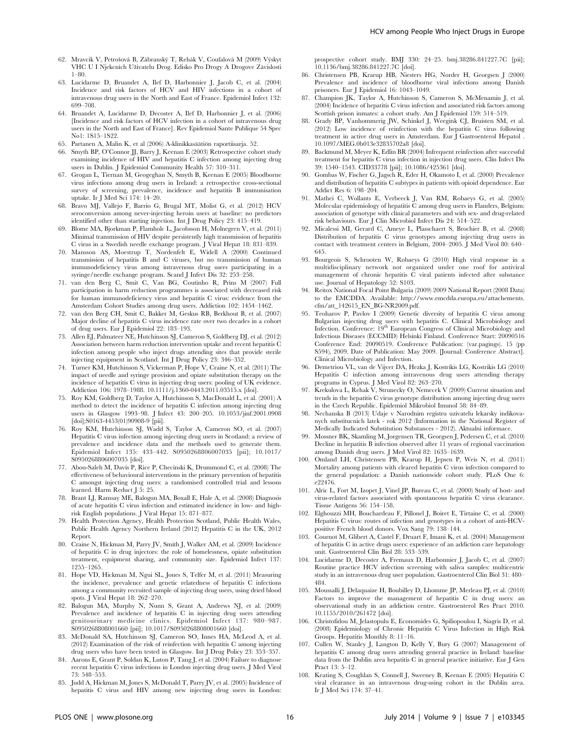62. Mravcík V, Petrošová B, Zábranský T, Rehák V, Coufalová M (2009) Výskyt VHC U I Njekcních Uživatelu Drog. Edisko Pro Drogy A Drogove Závislosti 1–80.
63. Lucidarme D, Bruandet A, Ilef D, Harbonnier J, Jacob C, et al. (2004) Incidence and risk factors of HCV and HIV infections in a cohort of intravenous drug users in the North and East of France. Epidemiol Infect 132: 699–708.
64. Bruandet A, Lucidarme D, Decoster A, Ilef D, Harbonnier J, et al. (2006) [Incidence and risk factors of HCV infection in a cohort of intravenous drug users in the North and East of France]. Rev Epidemiol Sante Publique 54 Spec No1: 1S15–1S22.
65. Partanen A, Malin K, et al (2006) A-klinikkasäätiön raportiisarja. 52.
66. Smyth BP, O'Connor JJ, Barry J, Keenan E (2003) Retrospective cohort study examining incidence of HIV and hepatitis C infection among injecting drug users in Dublin. J Epidemiol Community Health 57: 310–311.
67. Grogan L, Tiernan M, Geogeghan N, Smyth B, Keenan E (2005) Bloodborne virus infections among drug users in Ireland: a retrospective cross-sectional survey of screening, prevalence, incidence and hepatitis B immunisation uptake. Ir J Med Sci 174: 14–20.
68. Bravo MJ, Vallejo F, Barrio G, Brugal MT, Molist G, et al. (2012) HCV seroconversion among never-injecting heroin users at baseline: no predictors identified other than starting injection. Int J Drug Policy 23: 415–419.
69. Blome MA, Bjorkman P, Flamholc L, Jacobsson H, Molnegren V, et al. (2011) Minimal transmission of HIV despite persistently high transmission of hepatitis C virus in a Swedish needle exchange program. J Viral Hepat 18: 831–839.
70. Mansson AS, Moestrup T, Nordenfelt E, Widell A (2000) Continued transmission of hepatitis B and C viruses, but no transmission of human immunodeficiency virus among intravenous drug users participating in a syringe/needle exchange program. Scand J Infect Dis 32: 253–258.
71. van den Berg C, Smit C, Van BG, Coutinho R, Prins M (2007) Full participation in harm reduction programmes is associated with decreased risk for human immunodeficiency virus and hepatitis C virus: evidence from the Amsterdam Cohort Studies among drug users. Addiction 102: 1454–1462.
72. van den Berg CH, Smit C, Bakker M, Geskus RB, Berkhout B, et al. (2007) Major decline of hepatitis C virus incidence rate over two decades in a cohort of drug users. Eur J Epidemiol 22: 183–193.
73. Allen EJ, Palmateer NE, Hutchinson SJ, Cameron S, Goldberg DJ, et al. (2012) Association between harm reduction intervention uptake and recent hepatitis C infection among people who inject drugs attending sites that provide sterile injecting equipment in Scotland. Int J Drug Policy 23: 346–352.
74. Turner KM, Hutchinson S, Vickerman P, Hope V, Craine N, et al. (2011) The impact of needle and syringe provision and opiate substitution therapy on the incidence of hepatitis C virus in injecting drug users: pooling of UK evidence. Addiction 106: 1978–1988. 10.1111/j.1360-0443.2011.03515.x [doi].
75. Roy KM, Goldberg D, Taylor A, Hutchinson S, MacDonald L, et al. (2001) A method to detect the incidence of hepatitis C infection among injecting drug users in Glasgow 1993–98. J Infect 43: 200–205. 10.1053/jinf.2001.0908 [doi];S0163-4453(01)90908-9 [pii].
76. Roy KM, Hutchinson SJ, Wadd S, Taylor A, Cameron SO, et al. (2007) Hepatitis C virus infection among injecting drug users in Scotland: a review of prevalence and incidence data and the methods used to generate them. Epidemiol Infect 135: 433–442. S0950268806007035 [pii]; 10.1017/S0950268806007035 [doi].
77. Abou-Saleh M, Davis P, Rice P, Checinski K, Drummond C, et al. (2008) The effectiveness of behavioural interventions in the primary prevention of hepatitis C amongst injecting drug users: a randomised controlled trial and lessons learned. Harm Reduct J 5: 25.
78. Brant LJ, Ramsay ME, Balogun MA, Boxall E, Hale A, et al. (2008) Diagnosis of acute hepatitis C virus infection and estimated incidence in low- and high-risk English populations. J Viral Hepat 15: 871–877.
79. Health Protection Agency, Health Protection Scotland, Public Health Wales, Public Health Agency Northern Ireland (2012) Hepatitis C in the UK, 2012 Report.
80. Craine N, Hickman M, Parry JV, Smith J, Walker AM, et al. (2009) Incidence of hepatitis C in drug injectors: the role of homelessness, opiate substitution treatment, equipment sharing, and community size. Epidemiol Infect 137: 1255–1265.
81. Hope VD, Hickman M, Ngui SL, Jones S, Telfer M, et al. (2011) Measuring the incidence, prevalence and genetic relatedness of hepatitis C infections among a community recruited sample of injecting drug users, using dried blood spots. J Viral Hepat 18: 262–270.
82. Balogun MA, Murphy N, Nunn S, Grant A, Andrews NJ, et al. (2009) Prevalence and incidence of hepatitis C in injecting drug users attending genitourinary medicine clinics. Epidemiol Infect 137: 980–987. S0950268808001660 [pii]; 10.1017/S0950268808001660 [doi].
83. McDonald SA, Hutchinson SJ, Cameron SO, Innes HA, McLeod A, et al. (2012) Examination of the risk of reinfection with hepatitis C among injecting drug users who have been tested in Glasgow. Int J Drug Policy 23: 353–357.
84. Aarons E, Grant P, Soldan K, Luton P, Tang J, et al. (2004) Failure to diagnose recent hepatitis C virus infections in London injecting drug users. J Med Virol 73: 548–553.
85. Judd A, Hickman M, Jones S, McDonald T, Parry JV, et al. (2005) Incidence of hepatitis C virus and HIV among new injecting drug users in London: prospective cohort study. BMJ 330: 24–25. bmj.38286.841227.7C [pii]; 10.1136/bmj.38286.841227.7C [doi].
86. Christensen PB, Krarup HB, Niesters HG, Norder H, Georgsen J (2000) Prevalence and incidence of bloodborne viral infections among Danish prisoners. Eur J Epidemiol 16: 1043–1049.
87. Champion JK, Taylor A, Hutchinson S, Cameron S, McMenamin J, et al. (2004) Incidence of hepatitis C virus infection and associated risk factors among Scottish prison inmates: a cohort study. Am J Epidemiol 159: 514–519.
88. Grady BP, Vanhommerig JW, Schinkel J, Weegink CJ, Bruisten SM, et al. (2012) Low incidence of reinfection with the hepatitis C virus following treatment in active drug users in Amsterdam. Eur J Gastroenterol Hepatol . 10.1097/MEG.0b013e32835702a8 [doi].
89. Backmund M, Meyer K, Edlin BR (2004) Infrequent reinfection after successful treatment for hepatitis C virus infection in injection drug users. Clin Infect Dis 39: 1540–1543. CID33778 [pii]; 10.1086/425361 [doi].
90. Gombas W, Fischer G, Jagsch R, Eder H, Okamoto I, et al. (2000) Prevalence and distribution of hepatitis C subtypes in patients with opioid dependence. Eur Addict Res 6: 198–204.
91. Mathei C, Wollants E, Verbeeck J, Van RM, Robaeys G, et al. (2005) Molecular epidemiology of hepatitis C among drug users in Flanders, Belgium: association of genotype with clinical parameters and with sex- and drug-related risk behaviours. Eur J Clin Microbiol Infect Dis 24: 514–522.
92. Micalessi MI, Gerard C, Ameye L, Plasschaert S, Brochier B, et al. (2008) Distribution of hepatitis C virus genotypes among injecting drug users in contact with treatment centers in Belgium, 2004–2005. J Med Virol 80: 640–645.
93. Bourgeois S, Schrooten W, Robaeys G (2010) High viral response in a multidisciplinary network not organized under one roof for antiviral management of chronic hepatitis C viral patients infected after substance use. Journal of Hepatology 52: S103.
94. Reitox National Focal Point Bulgaria (2009) 2009 National Report (2008 Data) to the EMCDDA. Available: http://www.emcdda.europa.eu/attachements.cfm/att_142615_EN_BG-NR2009.pdf.
95. Teoharov P, Pavlov I (2009) Genetic diversity of hepatitis C virus among Bulgarian injecting drug users with hepatitis C. Clinical Microbiology and Infection. Conference: 19th European Congress of Clinical Microbiology and Infectious Diseases (ECCMID) Helsinki Finland. Conference Start: 20090516 Conference End: 20090519. Conference Publication: (var.pagings). 15 (pp S594), 2009. Date of Publication: May 2009. [Journal: Conference Abstract]. Clinical Microbiology and Infection.
96. Demetriou VL, van de Vijver DA, Hezka J, Kostrikis LG, Kostrikis LG (2010) Hepatitis C infection among intravenous drug users attending therapy programs in Cyprus. J Med Virol 82: 263–270.
97. Krekulova L, Rehak V, Strunecky O, Nemecek V (2009) Current situation and trends in the hepatitis C virus genotype distribution among injecting drug users in the Czech Republic. Epidemiol Mikrobiol Imunol 58: 84–89.
98. Nechanska B (2013) Udaje v Narodnim registru uzivatelu lekarsky indikovanych substitucnich latek - rok 2012 (Information in the National Register of Medically Indicated Substitution Substances - 2012). Aktualni informace.
99. Mossner BK, Skamling M, Jorgensen TR, Georgsen J, Pedersen C, et al. (2010) Decline in hepatitis B infection observed after 11 years of regional vaccination among Danish drug users. J Med Virol 82: 1635–1639.
100. Omland LH, Christensen PB, Krarup H, Jepsen P, Weis N, et al. (2011) Mortality among patients with cleared hepatitis C virus infection compared to the general population: a Danish nationwide cohort study. PLoS One 6: e22476.
101. Alric L, Fort M, Izopet J, Vinel JP, Bureau C, et al. (2000) Study of host- and virus-related factors associated with spontaneous hepatitis C virus clearance. Tissue Antigens 56: 154–158.
102. Elghouzzi MH, Bouchardeau F, Pillonel J, Boiret E, Tirtaine C, et al. (2000) Hepatitis C virus: routes of infection and genotypes in a cohort of anti-HCV-positive French blood donors. Vox Sang 79: 138–144.
103. Cournot M, Glibert A, Castel F, Druart F, Imani K, et al. (2004) Management of hepatitis C in active drugs users: experience of an addiction care hepatology unit. Gastroenterol Clin Biol 28: 533–539.
104. Lucidarme D, Decoster A, Fremaux D, Harbonnier J, Jacob C, et al. (2007) Routine practice HCV infection screening with saliva samples: multicentric study in an intravenous drug user population. Gastroenterol Clin Biol 31: 480–484.
105. Moussalli J, Delaquaize H, Boubilley D, Lhomme JP, Merleau PJ, et al. (2010) Factors to improve the management of hepatitis C in drug users: an observational study in an addiction centre. Gastroenterol Res Pract 2010. 10.1155/2010/261472 [doi].
106. Christofidou M, Jelastopulu E, Economides G, Spiliopoulou I, Siagris D, et al. (2008) Epidemiology of Chronic Hepatitis C Virus Infection in High Risk Groups. Hepatitis Monthly 8: 11–16.
107. Cullen W, Stanley J, Langton D, Kelly Y, Bury G (2007) Management of hepatitis C among drug users attending general practice in Ireland: baseline data from the Dublin area hepatitis C in general practice initiative. Eur J Gen Pract 13: 5–12.
108. Keating S, Coughlan S, Connell J, Sweeney B, Keenan E (2005) Hepatitis C viral clearance in an intravenous drug-using cohort in the Dublin area. Ir J Med Sci 174: 37–41.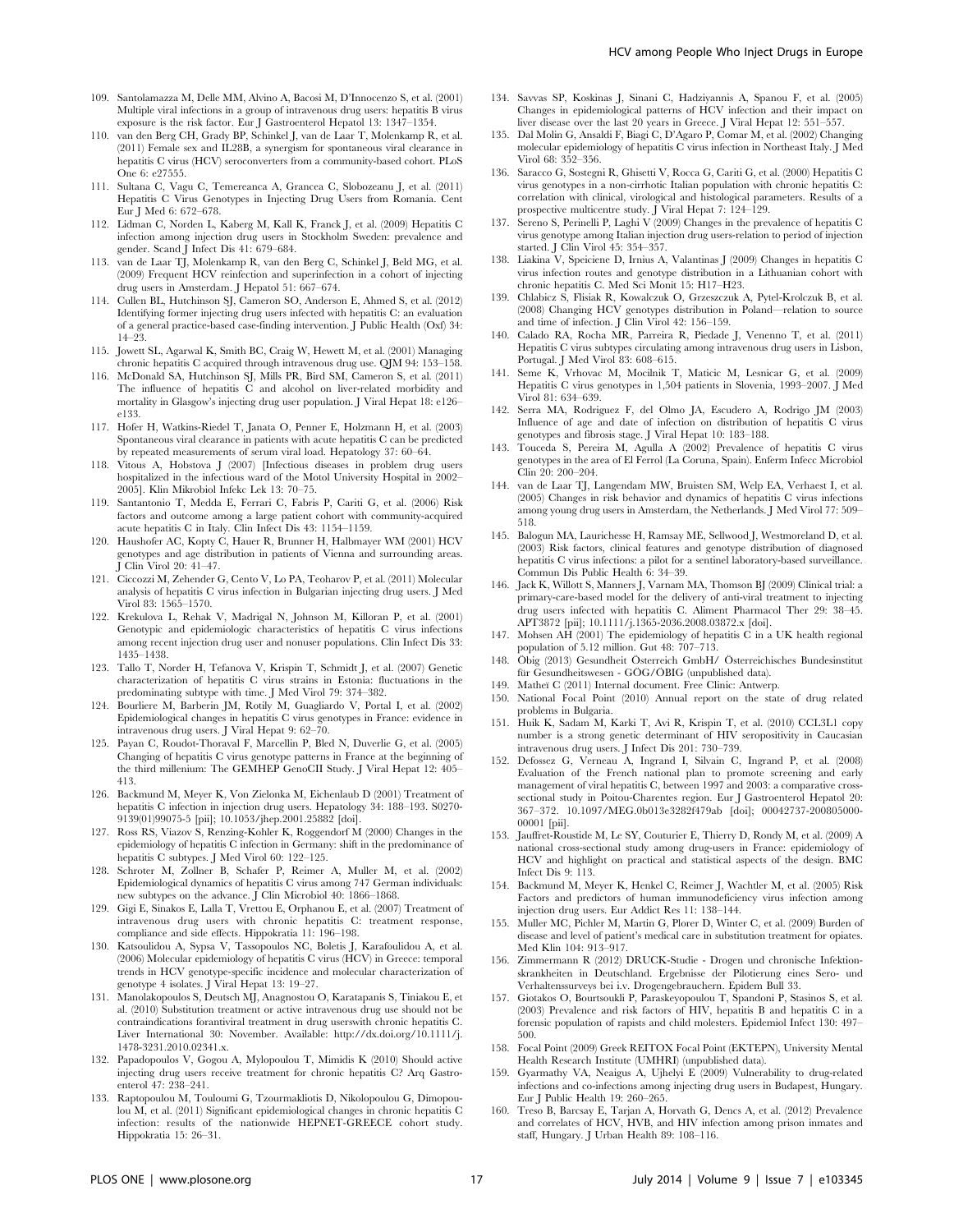109. Santolamazza M, Delle MM, Alvino A, Bacosi M, D'Innocenzo S, et al. (2001) Multiple viral infections in a group of intravenous drug users: hepatitis B virus exposure is the risk factor. Eur J Gastroenterol Hepatol 13: 1347–1354.
110. van den Berg CH, Grady BP, Schinkel J, van de Laar T, Molenkamp R, et al. (2011) Female sex and IL28B, a synergism for spontaneous viral clearance in hepatitis C virus (HCV) seroconverters from a community-based cohort. PLoS One 6: e27555.
111. Sultana C, Vagu C, Temereanca A, Grancea C, Slobozeanu J, et al. (2011) Hepatitis C Virus Genotypes in Injecting Drug Users from Romania. Cent Eur J Med 6: 672–678.
112. Lidman C, Norden L, Kaberg M, Kall K, Franck J, et al. (2009) Hepatitis C infection among injection drug users in Stockholm Sweden: prevalence and gender. Scand J Infect Dis 41: 679–684.
113. van de Laar TJ, Molenkamp R, van den Berg C, Schinkel J, Beld MG, et al. (2009) Frequent HCV reinfection and superinfection in a cohort of injecting drug users in Amsterdam. J Hepatol 51: 667–674.
114. Cullen BL, Hutchinson SJ, Cameron SO, Anderson E, Ahmed S, et al. (2012) Identifying former injecting drug users infected with hepatitis C: an evaluation of a general practice-based case-finding intervention. J Public Health (Oxf) 34: 14–23.
115. Jowett SL, Agarwal K, Smith BC, Craig W, Hewett M, et al. (2001) Managing chronic hepatitis C acquired through intravenous drug use. QJM 94: 153–158.
116. McDonald SA, Hutchinson SJ, Mills PR, Bird SM, Cameron S, et al. (2011) The influence of hepatitis C and alcohol on liver-related morbidity and mortality in Glasgow's injecting drug user population. J Viral Hepat 18: e126–e133.
117. Hofer H, Watkins-Riedel T, Janata O, Penner E, Holzmann H, et al. (2003) Spontaneous viral clearance in patients with acute hepatitis C can be predicted by repeated measurements of serum viral load. Hepatology 37: 60–64.
118. Vitous A, Hobstova J (2007) [Infectious diseases in problem drug users hospitalized in the infectious ward of the Motol University Hospital in 2002–2005]. Klin Mikrobiol Infekc Lek 13: 70–75.
119. Santantonio T, Medda E, Ferrari C, Fabris P, Cariti G, et al. (2006) Risk factors and outcome among a large patient cohort with community-acquired acute hepatitis C in Italy. Clin Infect Dis 43: 1154–1159.
120. Haushofer AC, Kopty C, Hauer R, Brunner H, Halbmayer WM (2001) HCV genotypes and age distribution in patients of Vienna and surrounding areas. J Clin Virol 20: 41–47.
121. Ciccozzi M, Zehender G, Cento V, Lo PA, Teoharov P, et al. (2011) Molecular analysis of hepatitis C virus infection in Bulgarian injecting drug users. J Med Virol 83: 1565–1570.
122. Krekulova L, Rehak V, Madrigal N, Johnson M, Killoran P, et al. (2001) Genotypic and epidemiologic characteristics of hepatitis C virus infections among recent injection drug user and nonuser populations. Clin Infect Dis 33: 1435–1438.
123. Tallo T, Norder H, Tefanova V, Krispin T, Schmidt J, et al. (2007) Genetic characterization of hepatitis C virus strains in Estonia: fluctuations in the predominating subtype with time. J Med Virol 79: 374–382.
124. Bourliere M, Barberin JM, Rotily M, Guagliardo V, Portal I, et al. (2002) Epidemiological changes in hepatitis C virus genotypes in France: evidence in intravenous drug users. J Viral Hepat 9: 62–70.
125. Payan C, Roudot-Thoraval F, Marcellin P, Bled N, Duverlie G, et al. (2005) Changing of hepatitis C virus genotype patterns in France at the beginning of the third millenium: The GEMHEP GenoCII Study. J Viral Hepat 12: 405–413.
126. Backmund M, Meyer K, Von Zielonka M, Eichenlaub D (2001) Treatment of hepatitis C infection in injection drug users. Hepatology 34: 188–193. S0270-9139(01)99075-5 [pii]; 10.1053/jhep.2001.25882 [doi].
127. Ross RS, Viazov S, Renzing-Kohler K, Roggendorf M (2000) Changes in the epidemiology of hepatitis C infection in Germany: shift in the predominance of hepatitis C subtypes. J Med Virol 60: 122–125.
128. Schroter M, Zollner B, Schafer P, Reimer A, Muller M, et al. (2002) Epidemiological dynamics of hepatitis C virus among 747 German individuals: new subtypes on the advance. J Clin Microbiol 40: 1866–1868.
129. Gigi E, Sinakos E, Lalla T, Vrettou E, Orphanou E, et al. (2007) Treatment of intravenous drug users with chronic hepatitis C: treatment response, compliance and side effects. Hippokratia 11: 196–198.
130. Katsoulidou A, Sypsa V, Tassopoulos NC, Boletis J, Karafoulidou A, et al. (2006) Molecular epidemiology of hepatitis C virus (HCV) in Greece: temporal trends in HCV genotype-specific incidence and molecular characterization of genotype 4 isolates. J Viral Hepat 13: 19–27.
131. Manolakopoulos S, Deutsch MJ, Anagnostou O, Karatapanis S, Tiniakou E, et al. (2010) Substitution treatment or active intravenous drug use should not be contraindications forantiviral treatment in drug userswith chronic hepatitis C. Liver International 30: November. Available: http://dx.doi.org/10.1111/j.1478-3231.2010.02341.x.
132. Papadopoulos V, Gogou A, Mylopoulou T, Mimidis K (2010) Should active injecting drug users receive treatment for chronic hepatitis C? Arq Gastroenterol 47: 238–241.
133. Raptopoulou M, Touloumi G, Tzourmakliotis D, Nikolopoulou G, Dimopoulou M, et al. (2011) Significant epidemiological changes in chronic hepatitis C infection: results of the nationwide HEPNET-GREECE cohort study. Hippokratia 15: 26–31.
134. Savvas SP, Koskinas J, Sinani C, Hadziyannis A, Spanou F, et al. (2005) Changes in epidemiological patterns of HCV infection and their impact on liver disease over the last 20 years in Greece. J Viral Hepat 12: 551–557.
135. Dal Molin G, Ansaldi F, Biagi C, D'Agaro P, Comar M, et al. (2002) Changing molecular epidemiology of hepatitis C virus infection in Northeast Italy. J Med Virol 68: 352–356.
136. Saracco G, Sostegni R, Ghisetti V, Rocca G, Cariti G, et al. (2000) Hepatitis C virus genotypes in a non-cirrhotic Italian population with chronic hepatitis C: correlation with clinical, virological and histological parameters. Results of a prospective multicentre study. J Viral Hepat 7: 124–129.
137. Sereno S, Perinelli P, Laghi V (2009) Changes in the prevalence of hepatitis C virus genotype among Italian injection drug users-relation to period of injection started. J Clin Virol 45: 354–357.
138. Liakina V, Speiciene D, Irnius A, Valantinas J (2009) Changes in hepatitis C virus infection routes and genotype distribution in a Lithuanian cohort with chronic hepatitis C. Med Sci Monit 15: H17–H23.
139. Chlabicz S, Flisiak R, Kowalczuk O, Grzeszczuk A, Pytel-Krolczuk B, et al. (2008) Changing HCV genotypes distribution in Poland—relation to source and time of infection. J Clin Virol 42: 156–159.
140. Calado RA, Rocha MR, Parreira R, Piedade J, Venenno T, et al. (2011) Hepatitis C virus subtypes circulating among intravenous drug users in Lisbon, Portugal. J Med Virol 83: 608–615.
141. Seme K, Vrhovac M, Mocilnik T, Maticic M, Lesnicar G, et al. (2009) Hepatitis C virus genotypes in 1,504 patients in Slovenia, 1993–2007. J Med Virol 81: 634–639.
142. Serra MA, Rodriguez F, del Olmo JA, Escudero A, Rodrigo JM (2003) Influence of age and date of infection on distribution of hepatitis C virus genotypes and fibrosis stage. J Viral Hepat 10: 183–188.
143. Touceda S, Pereira M, Agulla A (2002) Prevalence of hepatitis C virus genotypes in the area of El Ferrol (La Coruna, Spain). Enferm Infecc Microbiol Clin 20: 200–204.
144. van de Laar TJ, Langendam MW, Bruisten SM, Welp EA, Verhaest I, et al. (2005) Changes in risk behavior and dynamics of hepatitis C virus infections among young drug users in Amsterdam, the Netherlands. J Med Virol 77: 509–518.
145. Balogun MA, Laurichesse H, Ramsay ME, Sellwood J, Westmoreland D, et al. (2003) Risk factors, clinical features and genotype distribution of diagnosed hepatitis C virus infections: a pilot for a sentinel laboratory-based surveillance. Commun Dis Public Health 6: 34–39.
146. Jack K, Willott S, Manners J, Varnam MA, Thomson BJ (2009) Clinical trial: a primary-care-based model for the delivery of anti-viral treatment to injecting drug users infected with hepatitis C. Aliment Pharmacol Ther 29: 38–45. APT3872 [pii]; 10.1111/j.1365-2036.2008.03872.x [doi].
147. Mohsen AH (2001) The epidemiology of hepatitis C in a UK health regional population of 5.12 million. Gut 48: 707–713.
148. Öbig (2013) Gesundheit Österreich GmbH/ Österreichisches Bundesinstitut für Gesundheitswesen - GÖG/ÖBIG (unpublished data).
149. Matheï C (2011) Internal document. Free Clinic: Antwerp.
150. National Focal Point (2010) Annual report on the state of drug related problems in Bulgaria.
151. Huik K, Sadam M, Karki T, Avi R, Krispin T, et al. (2010) CCL3L1 copy number is a strong genetic determinant of HIV seropositivity in Caucasian intravenous drug users. J Infect Dis 201: 730–739.
152. Defossez G, Verneau A, Ingrand I, Silvain C, Ingrand P, et al. (2008) Evaluation of the French national plan to promote screening and early management of viral hepatitis C, between 1997 and 2003: a comparative cross-sectional study in Poitou-Charentes region. Eur J Gastroenterol Hepatol 20: 367–372. 10.1097/MEG.0b013e3282f479ab [doi]; 00042737-200805000-00001 [pii].
153. Jauffret-Roustide M, Le SY, Couturier E, Thierry D, Rondy M, et al. (2009) A national cross-sectional study among drug-users in France: epidemiology of HCV and highlight on practical and statistical aspects of the design. BMC Infect Dis 9: 113.
154. Backmund M, Meyer K, Henkel C, Reimer J, Wachtler M, et al. (2005) Risk Factors and predictors of human immunodeficiency virus infection among injection drug users. Eur Addict Res 11: 138–144.
155. Muller MC, Pichler M, Martin G, Plorer D, Winter C, et al. (2009) Burden of disease and level of patient's medical care in substitution treatment for opiates. Med Klin 104: 913–917.
156. Zimmermann R (2012) DRUCK-Studie - Drogen und chronische Infektionskrankheiten in Deutschland. Ergebnisse der Pilotierung eines Sero- und Verhaltenssurveys bei i.v. Drogengebrauchern. Epidem Bull 33.
157. Giotakos O, Bourtsoukli P, Paraskeyopoulou T, Spandoni P, Stasinos S, et al. (2003) Prevalence and risk factors of HIV, hepatitis B and hepatitis C in a forensic population of rapists and child molesters. Epidemiol Infect 130: 497–500.
158. Focal Point (2009) Greek REITOX Focal Point (EKTEPN), University Mental Health Research Institute (UMHRI) (unpublished data).
159. Gyarmathy VA, Neaigus A, Ujhelyi E (2009) Vulnerability to drug-related infections and co-infections among injecting drug users in Budapest, Hungary. Eur J Public Health 19: 260–265.
160. Treso B, Barcsay E, Tarjan A, Horvath G, Dencs A, et al. (2012) Prevalence and correlates of HCV, HVB, and HIV infection among prison inmates and staff, Hungary. J Urban Health 89: 108–116.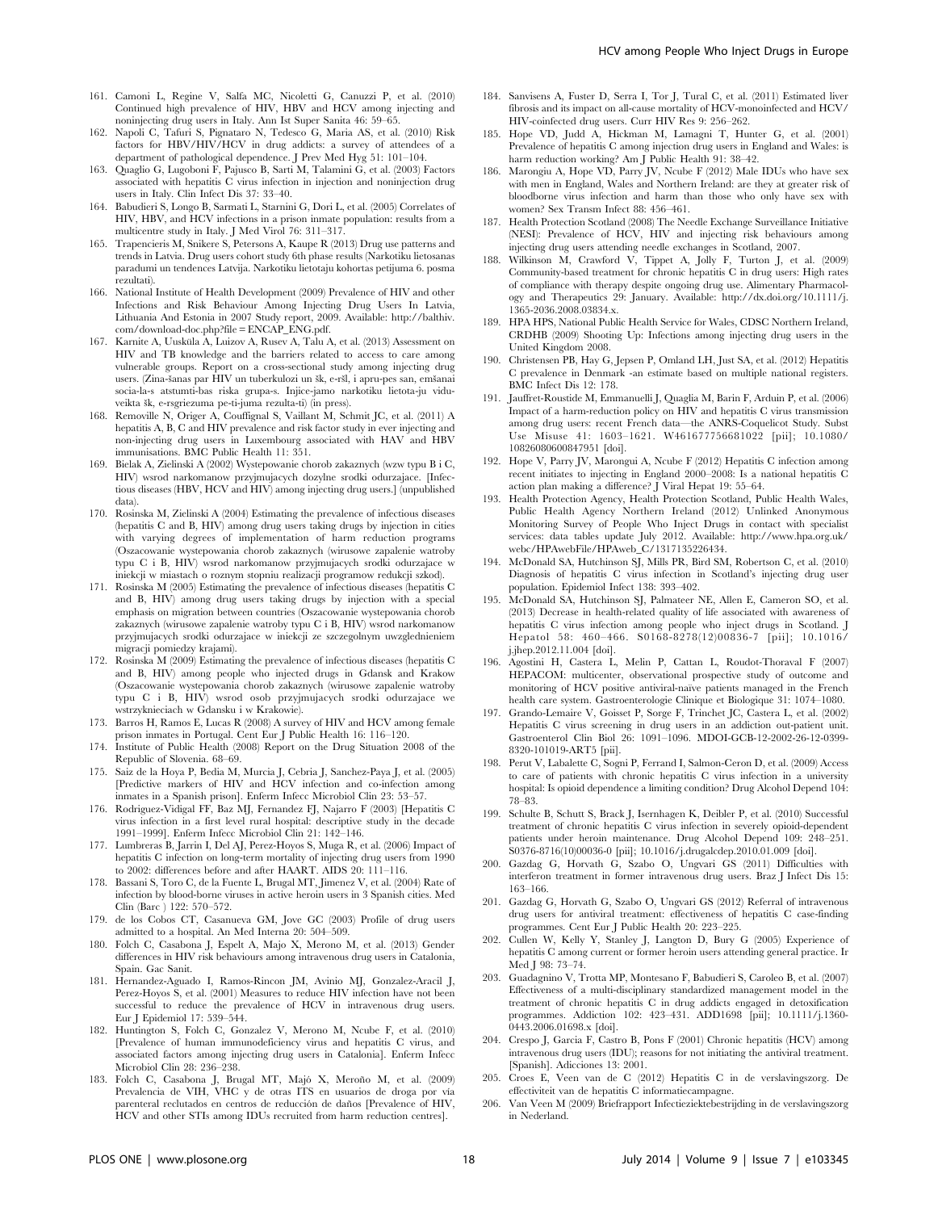161. Camoni L, Regine V, Salfa MC, Nicoletti G, Canuzzi P, et al. (2010) Continued high prevalence of HIV, HBV and HCV among injecting and noninjecting drug users in Italy. Ann Ist Super Sanita 46: 59–65.
162. Napoli C, Tafuri S, Pignataro N, Tedesco G, Maria AS, et al. (2010) Risk factors for HBV/HIV/HCV in drug addicts: a survey of attendees of a department of pathological dependence. J Prev Med Hyg 51: 101–104.
163. Quaglio G, Lugoboni F, Pajusco B, Sarti M, Talamini G, et al. (2003) Factors associated with hepatitis C virus infection in injection and noninjection drug users in Italy. Clin Infect Dis 37: 33–40.
164. Babudieri S, Longo B, Sarmati L, Starnini G, Dori L, et al. (2005) Correlates of HIV, HBV, and HCV infections in a prison inmate population: results from a multicentre study in Italy. J Med Virol 76: 311–317.
165. Trapencieris M, Snikere S, Petersons A, Kaupe R (2013) Drug use patterns and trends in Latvia. Drug users cohort study 6th phase results (Narkotiku lietosanas paradumi un tendences Latvija. Narkotiku lietotaju kohortas petijuma 6. posma rezultati).
166. National Institute of Health Development (2009) Prevalence of HIV and other Infections and Risk Behaviour Among Injecting Drug Users In Latvia, Lithuania And Estonia in 2007 Study report, 2009. Available: http://balthiv.com/download-doc.php?file = ENCAP_ENG.pdf.
167. Karnite A, Uusküla A, Luizov A, Rusev A, Talu A, et al. (2013) Assessment on HIV and TB knowledge and the barriers related to access to care among vulnerable groups. Report on a cross-sectional study among injecting drug users. (Zina-šanas par HIV un tuberkulozi un šk, e-rš̌l, i apru-pes san, emšanai socia-la-s atstumti-bas riska grupa-s. Injice-jamo narkotiku lietota-ju viduveikta šk, e-rsgriezuma pe-ti-juma rezulta-ti) (in press).
168. Removille N, Origer A, Couffignal S, Vaillant M, Schmit JC, et al. (2011) A hepatitis A, B, C and HIV prevalence and risk factor study in ever injecting and non-injecting drug users in Luxembourg associated with HAV and HBV immunisations. BMC Public Health 11: 351.
169. Bielak A, Zielinski A (2002) Wystepowanie chorob zakaznych (wzw typu B i C, HIV) wsrod narkomanow przyjmujacych dozylne srodki odurzajace. [Infectious diseases (HBV, HCV and HIV) among injecting drug users.] (unpublished data).
170. Rosinska M, Zielinski A (2004) Estimating the prevalence of infectious diseases (hepatitis C and B, HIV) among drug users taking drugs by injection in cities with varying degrees of implementation of harm reduction programs (Oszacowanie wystepowania chorob zakaznych (wirusowe zapalenie watroby typu C i B, HIV) wsrod narkomanow przyjmujacych srodki odurzajace w iniekcji w miastach o roznym stopniu realizacji programow redukcji szkod).
171. Rosinska M (2005) Estimating the prevalence of infectious diseases (hepatitis C and B, HIV) among drug users taking drugs by injection with a special emphasis on migration between countries (Oszacowanie wystepowania chorob zakaznych (wirusowe zapalenie watroby typu C i B, HIV) wsrod narkomanow przyjmujacych srodki odurzajace w iniekcji ze szczegolnym uwzglednieniem migracji pomiedzy krajami).
172. Rosinska M (2009) Estimating the prevalence of infectious diseases (hepatitis C and B, HIV) among people who injected drugs in Gdansk and Krakow (Oszacowanie wystepowania chorob zakaznych (wirusowe zapalenie watroby typu C i B, HIV) wsrod osob przyjmujacych srodki odurzajace we wstrzyknieciach w Gdansku i w Krakowie).
173. Barros H, Ramos E, Lucas R (2008) A survey of HIV and HCV among female prison inmates in Portugal. Cent Eur J Public Health 16: 116–120.
174. Institute of Public Health (2008) Report on the Drug Situation 2008 of the Republic of Slovenia. 68–69.
175. Saiz de la Hoya P, Bedia M, Murcia J, Cebria J, Sanchez-Paya J, et al. (2005) [Predictive markers of HIV and HCV infection and co-infection among inmates in a Spanish prison]. Enferm Infecc Microbiol Clin 23: 53–57.
176. Rodriguez-Vidigal FF, Baz MJ, Fernandez FJ, Najarro F (2003) [Hepatitis C virus infection in a first level rural hospital: descriptive study in the decade 1991–1999]. Enferm Infecc Microbiol Clin 21: 142–146.
177. Lumbreras B, Jarrin I, Del AJ, Perez-Hoyos S, Muga R, et al. (2006) Impact of hepatitis C infection on long-term mortality of injecting drug users from 1990 to 2002: differences before and after HAART. AIDS 20: 111–116.
178. Bassani S, Toro C, de la Fuente L, Brugal MT, Jimenez V, et al. (2004) Rate of infection by blood-borne viruses in active heroin users in 3 Spanish cities. Med Clin (Barc ) 122: 570–572.
179. de los Cobos CT, Casanueva GM, Jove GC (2003) Profile of drug users admitted to a hospital. An Med Interna 20: 504–509.
180. Folch C, Casabona J, Espelt A, Majo X, Merono M, et al. (2013) Gender differences in HIV risk behaviours among intravenous drug users in Catalonia, Spain. Gac Sanit.
181. Hernandez-Aguado I, Ramos-Rincon JM, Avinio MJ, Gonzalez-Aracil J, Perez-Hoyos S, et al. (2001) Measures to reduce HIV infection have not been successful to reduce the prevalence of HCV in intravenous drug users. Eur J Epidemiol 17: 539–544.
182. Huntington S, Folch C, Gonzalez V, Merono M, Ncube F, et al. (2010) [Prevalence of human immunodeficiency virus and hepatitis C virus, and associated factors among injecting drug users in Catalonia]. Enferm Infecc Microbiol Clin 28: 236–238.
183. Folch C, Casabona J, Brugal MT, Majó X, Meroño M, et al. (2009) Prevalencia de VIH, VHC y de otras ITS en usuarios de droga por vía parenteral reclutados en centros de reducción de daños [Prevalence of HIV, HCV and other STIs among IDUs recruited from harm reduction centres].
184. Sanvisens A, Fuster D, Serra I, Tor J, Tural C, et al. (2011) Estimated liver fibrosis and its impact on all-cause mortality of HCV-monoinfected and HCV/HIV-coinfected drug users. Curr HIV Res 9: 256–262.
185. Hope VD, Judd A, Hickman M, Lamagni T, Hunter G, et al. (2001) Prevalence of hepatitis C among injection drug users in England and Wales: is harm reduction working? Am J Public Health 91: 38–42.
186. Marongiu A, Hope VD, Parry JV, Ncube F (2012) Male IDUs who have sex with men in England, Wales and Northern Ireland: are they at greater risk of bloodborne virus infection and harm than those who only have sex with women? Sex Transm Infect 88: 456–461.
187. Health Protection Scotland (2008) The Needle Exchange Surveillance Initiative (NESI): Prevalence of HCV, HIV and injecting risk behaviours among injecting drug users attending needle exchanges in Scotland, 2007.
188. Wilkinson M, Crawford V, Tippet A, Jolly F, Turton J, et al. (2009) Community-based treatment for chronic hepatitis C in drug users: High rates of compliance with therapy despite ongoing drug use. Alimentary Pharmacology and Therapeutics 29: January. Available: http://dx.doi.org/10.1111/j.1365-2036.2008.03834.x.
189. HPA HPS, National Public Health Service for Wales, CDSC Northern Ireland, CRDHB (2009) Shooting Up: Infections among injecting drug users in the United Kingdom 2008.
190. Christensen PB, Hay G, Jepsen P, Omland LH, Just SA, et al. (2012) Hepatitis C prevalence in Denmark -an estimate based on multiple national registers. BMC Infect Dis 12: 178.
191. Jauffret-Roustide M, Emmanuelli J, Quaglia M, Barin F, Arduin P, et al. (2006) Impact of a harm-reduction policy on HIV and hepatitis C virus transmission among drug users: recent French data—the ANRS-Coquelicot Study. Subst Use Misuse 41: 1603–1621. W461677756681022 [pii]; 10.1080/10826080600847951 [doi].
192. Hope V, Parry JV, Marongui A, Ncube F (2012) Hepatitis C infection among recent initiates to injecting in England 2000–2008: Is a national hepatitis C action plan making a difference? J Viral Hepat 19: 55–64.
193. Health Protection Agency, Health Protection Scotland, Public Health Wales, Public Health Agency Northern Ireland (2012) Unlinked Anonymous Monitoring Survey of People Who Inject Drugs in contact with specialist services: data tables update July 2012. Available: http://www.hpa.org.uk/webc/HPAwebFile/HPAweb_C/1317135226434.
194. McDonald SA, Hutchinson SJ, Mills PR, Bird SM, Robertson C, et al. (2010) Diagnosis of hepatitis C virus infection in Scotland's injecting drug user population. Epidemiol Infect 138: 393–402.
195. McDonald SA, Hutchinson SJ, Palmateer NE, Allen E, Cameron SO, et al. (2013) Decrease in health-related quality of life associated with awareness of hepatitis C virus infection among people who inject drugs in Scotland. J Hepatol 58: 460–466. S0168-8278(12)00836-7 [pii]; 10.1016/j.jhep.2012.11.004 [doi].
196. Agostini H, Castera L, Melin P, Cattan L, Roudot-Thoraval F (2007) HEPACOM: multicenter, observational prospective study of outcome and monitoring of HCV positive antiviral-naive patients managed in the French health care system. Gastroenterologie Clinique et Biologique 31: 1074–1080.
197. Grando-Lemaire V, Goisset P, Sorge F, Trinchet JC, Castera L, et al. (2002) Hepatitis C virus screening in drug users in an addiction out-patient unit. Gastroenterol Clin Biol 26: 1091–1096. MDOI-GCB-12-2002-26-12-0399-8320-101019-ART5 [pii].
198. Perut V, Labalette C, Sogni P, Ferrand I, Salmon-Ceron D, et al. (2009) Access to care of patients with chronic hepatitis C virus infection in a university hospital: Is opioid dependence a limiting condition? Drug Alcohol Depend 104: 78–83.
199. Schulte B, Schutt S, Brack J, Isernhagen K, Deibler P, et al. (2010) Successful treatment of chronic hepatitis C virus infection in severely opioid-dependent patients under heroin maintenance. Drug Alcohol Depend 109: 248–251. S0376-8716(10)00036-0 [pii]; 10.1016/j.drugalcdep.2010.01.009 [doi].
200. Gazdag G, Horvath G, Szabo O, Ungvari GS (2011) Difficulties with interferon treatment in former intravenous drug users. Braz J Infect Dis 15: 163–166.
201. Gazdag G, Horvath G, Szabo O, Ungvari GS (2012) Referral of intravenous drug users for antiviral treatment: effectiveness of hepatitis C case-finding programmes. Cent Eur J Public Health 20: 223–225.
202. Cullen W, Kelly Y, Stanley J, Langton D, Bury G (2005) Experience of hepatitis C among current or former heroin users attending general practice. Ir Med J 98: 73–74.
203. Guadagnino V, Trotta MP, Montesano F, Babudieri S, Caroleo B, et al. (2007) Effectiveness of a multi-disciplinary standardized management model in the treatment of chronic hepatitis C in drug addicts engaged in detoxification programmes. Addiction 102: 423–431. ADD1698 [pii]; 10.1111/j.1360-0443.2006.01698.x [doi].
204. Crespo J, Garcia F, Castro B, Pons F (2001) Chronic hepatitis (HCV) among intravenous drug users (IDU); reasons for not initiating the antiviral treatment. [Spanish]. Adicciones 13: 2001.
205. Croes E, Veen van de C (2012) Hepatitis C in de verslavingszorg. De effectiviteit van de hepatitis C informatiecampagne.
206. Van Veen M (2009) Briefrapport Infectieziektebestrijding in de verslavingszorg in Nederland.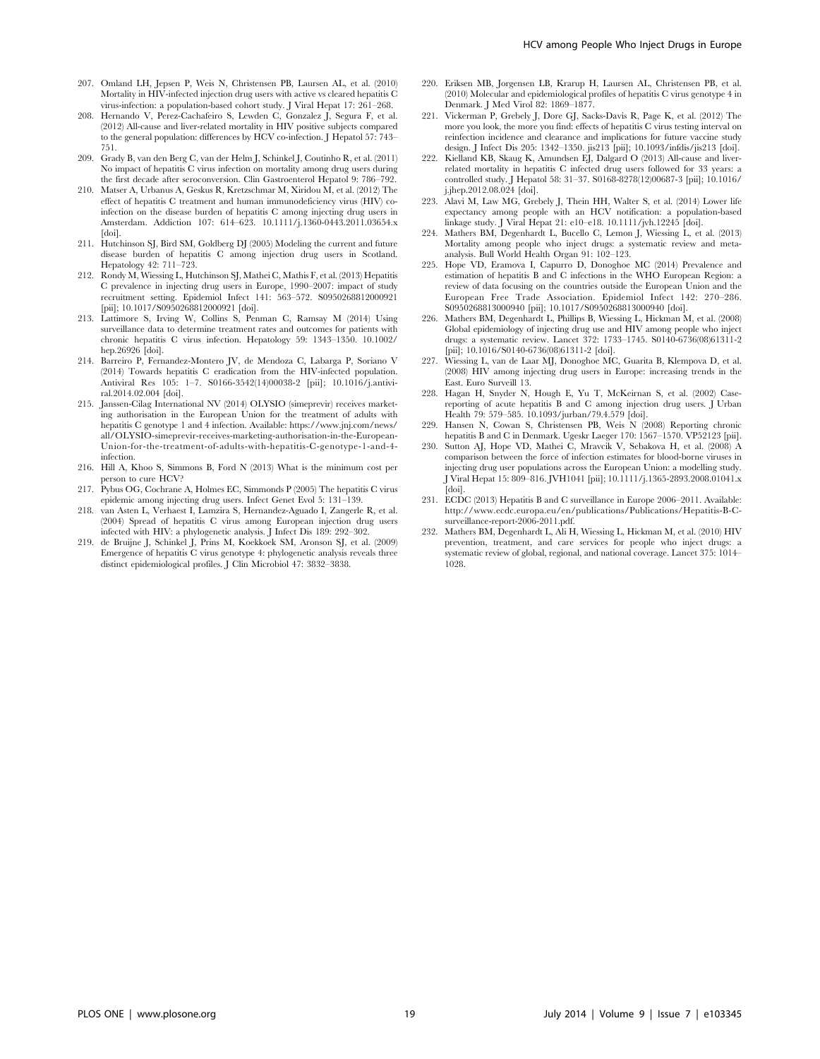207. Omland LH, Jepsen P, Weis N, Christensen PB, Laursen AL, et al. (2010) Mortality in HIV-infected injection drug users with active vs cleared hepatitis C virus-infection: a population-based cohort study. J Viral Hepat 17: 261–268.
208. Hernando V, Perez-Cachafeiro S, Lewden C, Gonzalez J, Segura F, et al. (2012) All-cause and liver-related mortality in HIV positive subjects compared to the general population: differences by HCV co-infection. J Hepatol 57: 743–751.
209. Grady B, van den Berg C, van der Helm J, Schinkel J, Coutinho R, et al. (2011) No impact of hepatitis C virus infection on mortality among drug users during the first decade after seroconversion. Clin Gastroenterol Hepatol 9: 786–792.
210. Matser A, Urbanus A, Geskus R, Kretzschmar M, Xiridou M, et al. (2012) The effect of hepatitis C treatment and human immunodeficiency virus (HIV) co-infection on the disease burden of hepatitis C among injecting drug users in Amsterdam. Addiction 107: 614–623. 10.1111/j.1360-0443.2011.03654.x [doi].
211. Hutchinson SJ, Bird SM, Goldberg DJ (2005) Modeling the current and future disease burden of hepatitis C among injection drug users in Scotland. Hepatology 42: 711–723.
212. Rondy M, Wiessing L, Hutchinson SJ, Mathei C, Mathis F, et al. (2013) Hepatitis C prevalence in injecting drug users in Europe, 1990–2007: impact of study recruitment setting. Epidemiol Infect 141: 563–572. S0950268812000921 [pii]; 10.1017/S0950268812000921 [doi].
213. Lattimore S, Irving W, Collins S, Penman C, Ramsay M (2014) Using surveillance data to determine treatment rates and outcomes for patients with chronic hepatitis C virus infection. Hepatology 59: 1343–1350. 10.1002/hep.26926 [doi].
214. Barreiro P, Fernandez-Montero JV, de Mendoza C, Labarga P, Soriano V (2014) Towards hepatitis C eradication from the HIV-infected population. Antiviral Res 105: 1–7. S0166-3542(14)00038-2 [pii]; 10.1016/j.antiviral.2014.02.004 [doi].
215. Janssen-Cilag International NV (2014) OLYSIO (simeprevir) receives marketing authorisation in the European Union for the treatment of adults with hepatitis C genotype 1 and 4 infection. Available: https://www.jnj.com/news/all/OLYSIO-simeprevir-receives-marketing-authorisation-in-the-European-Union-for-the-treatment-of-adults-with-hepatitis-C-genotype-1-and-4-infection.
216. Hill A, Khoo S, Simmons B, Ford N (2013) What is the minimum cost per person to cure HCV?
217. Pybus OG, Cochrane A, Holmes EC, Simmonds P (2005) The hepatitis C virus epidemic among injecting drug users. Infect Genet Evol 5: 131–139.
218. van Asten L, Verhaest I, Lamzira S, Hernandez-Aguado I, Zangerle R, et al. (2004) Spread of hepatitis C virus among European injection drug users infected with HIV: a phylogenetic analysis. J Infect Dis 189: 292–302.
219. de Bruijne J, Schinkel J, Prins M, Koekkoek SM, Aronson SJ, et al. (2009) Emergence of hepatitis C virus genotype 4: phylogenetic analysis reveals three distinct epidemiological profiles. J Clin Microbiol 47: 3832–3838.
220. Eriksen MB, Jorgensen LB, Krarup H, Laursen AL, Christensen PB, et al. (2010) Molecular and epidemiological profiles of hepatitis C virus genotype 4 in Denmark. J Med Virol 82: 1869–1877.
221. Vickerman P, Grebely J, Dore GJ, Sacks-Davis R, Page K, et al. (2012) The more you look, the more you find: effects of hepatitis C virus testing interval on reinfection incidence and clearance and implications for future vaccine study design. J Infect Dis 205: 1342–1350. jis213 [pii]; 10.1093/infdis/jis213 [doi].
222. Kielland KB, Skaug K, Amundsen EJ, Dalgard O (2013) All-cause and liver-related mortality in hepatitis C infected drug users followed for 33 years: a controlled study. J Hepatol 58: 31–37. S0168-8278(12)00687-3 [pii]; 10.1016/j.jhep.2012.08.024 [doi].
223. Alavi M, Law MG, Grebely J, Thein HH, Walter S, et al. (2014) Lower life expectancy among people with an HCV notification: a population-based linkage study. J Viral Hepat 21: e10–e18. 10.1111/jvh.12245 [doi].
224. Mathers BM, Degenhardt L, Bucello C, Lemon J, Wiessing L, et al. (2013) Mortality among people who inject drugs: a systematic review and meta-analysis. Bull World Health Organ 91: 102–123.
225. Hope VD, Eramova I, Capurro D, Donoghoe MC (2014) Prevalence and estimation of hepatitis B and C infections in the WHO European Region: a review of data focusing on the countries outside the European Union and the European Free Trade Association. Epidemiol Infect 142: 270–286. S0950268813000940 [pii]; 10.1017/S0950268813000940 [doi].
226. Mathers BM, Degenhardt L, Phillips B, Wiessing L, Hickman M, et al. (2008) Global epidemiology of injecting drug use and HIV among people who inject drugs: a systematic review. Lancet 372: 1733–1745. S0140-6736(08)61311-2 [pii]; 10.1016/S0140-6736(08)61311-2 [doi].
227. Wiessing L, van de Laar MJ, Donoghoe MC, Guarita B, Klempova D, et al. (2008) HIV among injecting drug users in Europe: increasing trends in the East. Euro Surveill 13.
228. Hagan H, Snyder N, Hough E, Yu T, McKeirnan S, et al. (2002) Case-reporting of acute hepatitis B and C among injection drug users. J Urban Health 79: 579–585. 10.1093/jurban/79.4.579 [doi].
229. Hansen N, Cowan S, Christensen PB, Weis N (2008) Reporting chronic hepatitis B and C in Denmark. Ugeskr Laeger 170: 1567–1570. VP52123 [pii].
230. Sutton AJ, Hope VD, Mathei C, Mravcik V, Sebakova H, et al. (2008) A comparison between the force of infection estimates for blood-borne viruses in injecting drug user populations across the European Union: a modelling study. J Viral Hepat 15: 809–816. JVH1041 [pii]; 10.1111/j.1365-2893.2008.01041.x [doi].
231. ECDC (2013) Hepatitis B and C surveillance in Europe 2006–2011. Available: http://www.ecdc.europa.eu/en/publications/Publications/Hepatitis-B-C-surveillance-report-2006-2011.pdf.
232. Mathers BM, Degenhardt L, Ali H, Wiessing L, Hickman M, et al. (2010) HIV prevention, treatment, and care services for people who inject drugs: a systematic review of global, regional, and national coverage. Lancet 375: 1014–1028.